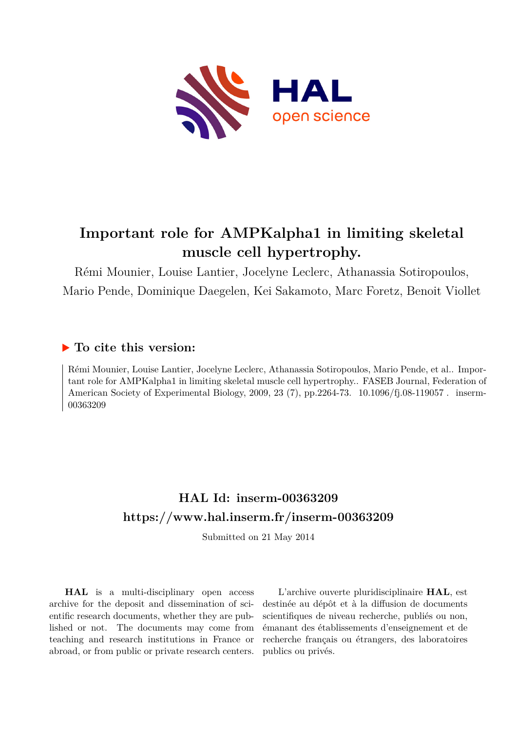# Important role for AMPKalpha1 in limiting skeletal muscle cell hypertrophy.

Rémi Mounier, Louise Lantier, Jocelyne Leclerc, Athanassia Sotiropoulos, Mario Pende, Dominique Daegelen, Kei Sakamoto, Marc Foretz, Benoit Viollet

## ▶ To cite this version:

Rémi Mounier, Louise Lantier, Jocelyne Leclerc, Athanassia Sotiropoulos, Mario Pende, et al.. Important role for AMPKalpha1 in limiting skeletal muscle cell hypertrophy.. FASEB Journal, Federation of American Society of Experimental Biology, 2009, 23 (7), pp.2264-73. 10.1096/fj.08-119057 . inserm-00363209

## HAL Id: inserm-00363209
## https://www.hal.inserm.fr/inserm-00363209

Submitted on 21 May 2014

**HAL** is a multi-disciplinary open access archive for the deposit and dissemination of scientific research documents, whether they are published or not. The documents may come from teaching and research institutions in France or abroad, or from public or private research centers.

L'archive ouverte pluridisciplinaire **HAL**, est destinée au dépôt et à la diffusion de documents scientifiques de niveau recherche, publiés ou non, émanant des établissements d'enseignement et de recherche français ou étrangers, des laboratoires publics ou privés.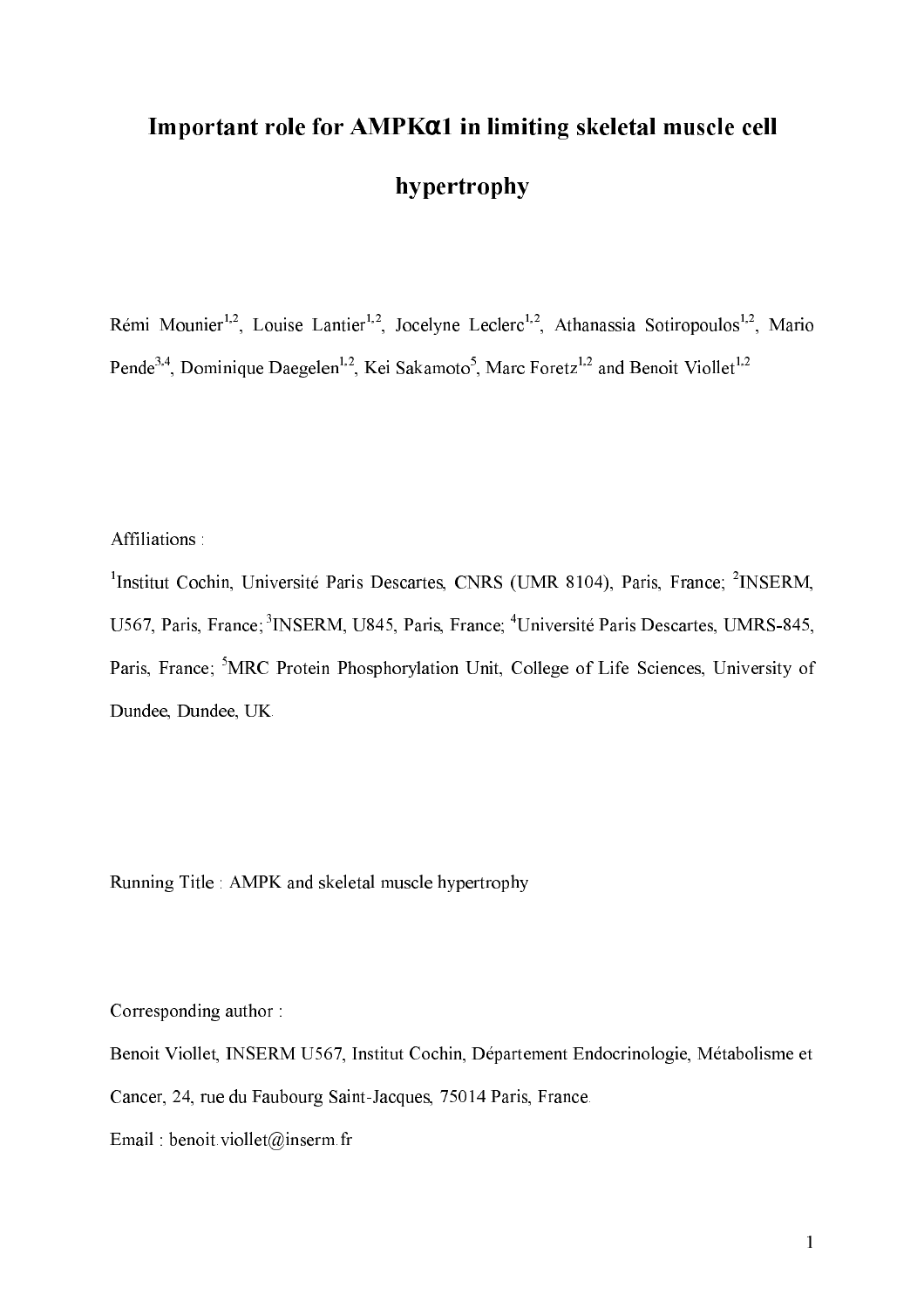# Important role for AMPKα1 in limiting skeletal muscle cell hypertrophy

Rémi Mounier[1,2], Louise Lantier[1,2], Jocelyne Leclerc[1,2], Athanassia Sotiropoulos[1,2], Mario Pende[3,4], Dominique Daegelen[1,2], Kei Sakamoto[5], Marc Foretz[1,2] and Benoit Viollet[1,2]

Affiliations :

[1]Institut Cochin, Université Paris Descartes, CNRS (UMR 8104), Paris, France; [2]INSERM, U567, Paris, France; [3]INSERM, U845, Paris, France; [4]Université Paris Descartes, UMRS-845, Paris, France; [5]MRC Protein Phosphorylation Unit, College of Life Sciences, University of Dundee, Dundee, UK.

Running Title : AMPK and skeletal muscle hypertrophy

Corresponding author :

Benoit Viollet, INSERM U567, Institut Cochin, Département Endocrinologie, Métabolisme et Cancer, 24, rue du Faubourg Saint-Jacques, 75014 Paris, France.

Email : benoit.viollet@inserm.fr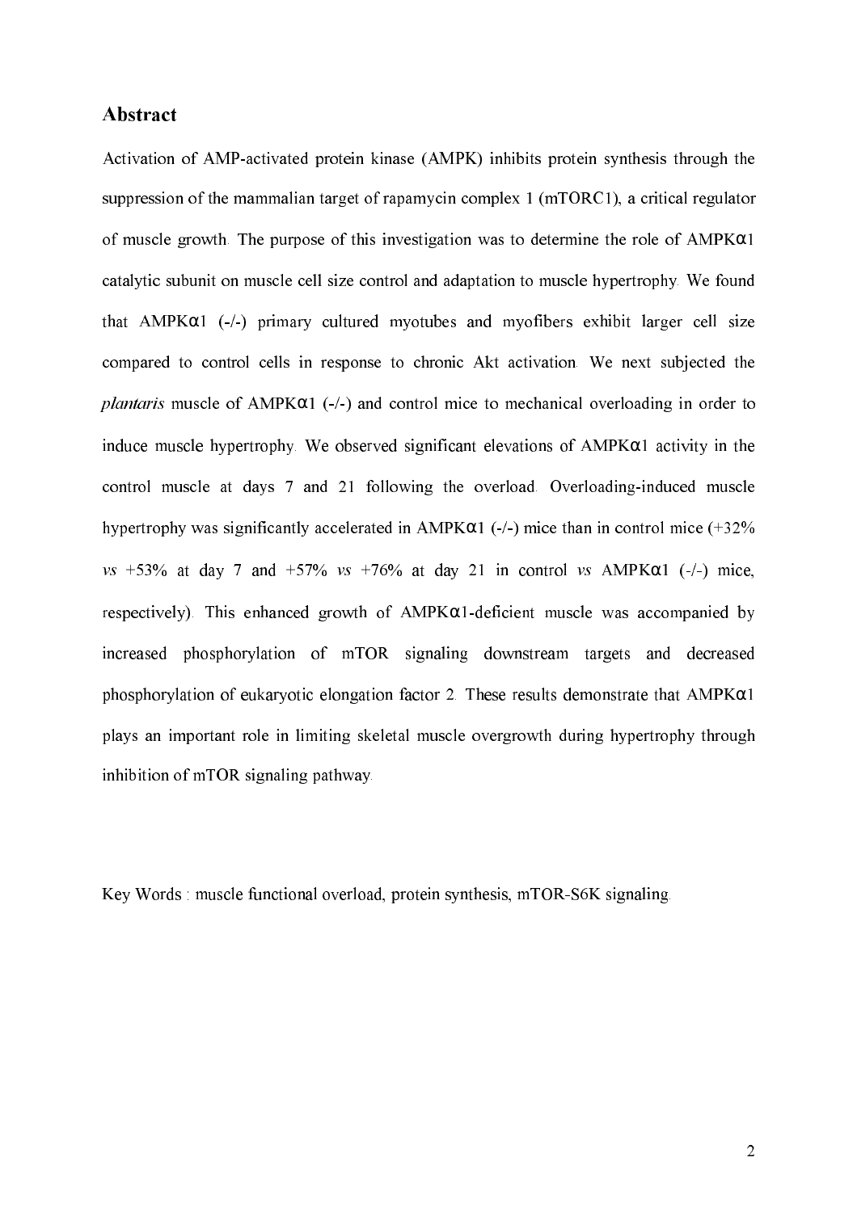## Abstract

Activation of AMP-activated protein kinase (AMPK) inhibits protein synthesis through the suppression of the mammalian target of rapamycin complex 1 (mTORC1), a critical regulator of muscle growth. The purpose of this investigation was to determine the role of AMPKα1 catalytic subunit on muscle cell size control and adaptation to muscle hypertrophy. We found that AMPKα1 (-/-) primary cultured myotubes and myofibers exhibit larger cell size compared to control cells in response to chronic Akt activation. We next subjected the *plantaris* muscle of AMPKα1 (-/-) and control mice to mechanical overloading in order to induce muscle hypertrophy. We observed significant elevations of AMPKα1 activity in the control muscle at days 7 and 21 following the overload. Overloading-induced muscle hypertrophy was significantly accelerated in AMPKα1 (-/-) mice than in control mice (+32% *vs* +53% at day 7 and +57% *vs* +76% at day 21 in control *vs* AMPKα1 (-/-) mice, respectively). This enhanced growth of AMPKα1-deficient muscle was accompanied by increased phosphorylation of mTOR signaling downstream targets and decreased phosphorylation of eukaryotic elongation factor 2. These results demonstrate that AMPKα1 plays an important role in limiting skeletal muscle overgrowth during hypertrophy through inhibition of mTOR signaling pathway.

Key Words : muscle functional overload, protein synthesis, mTOR-S6K signaling.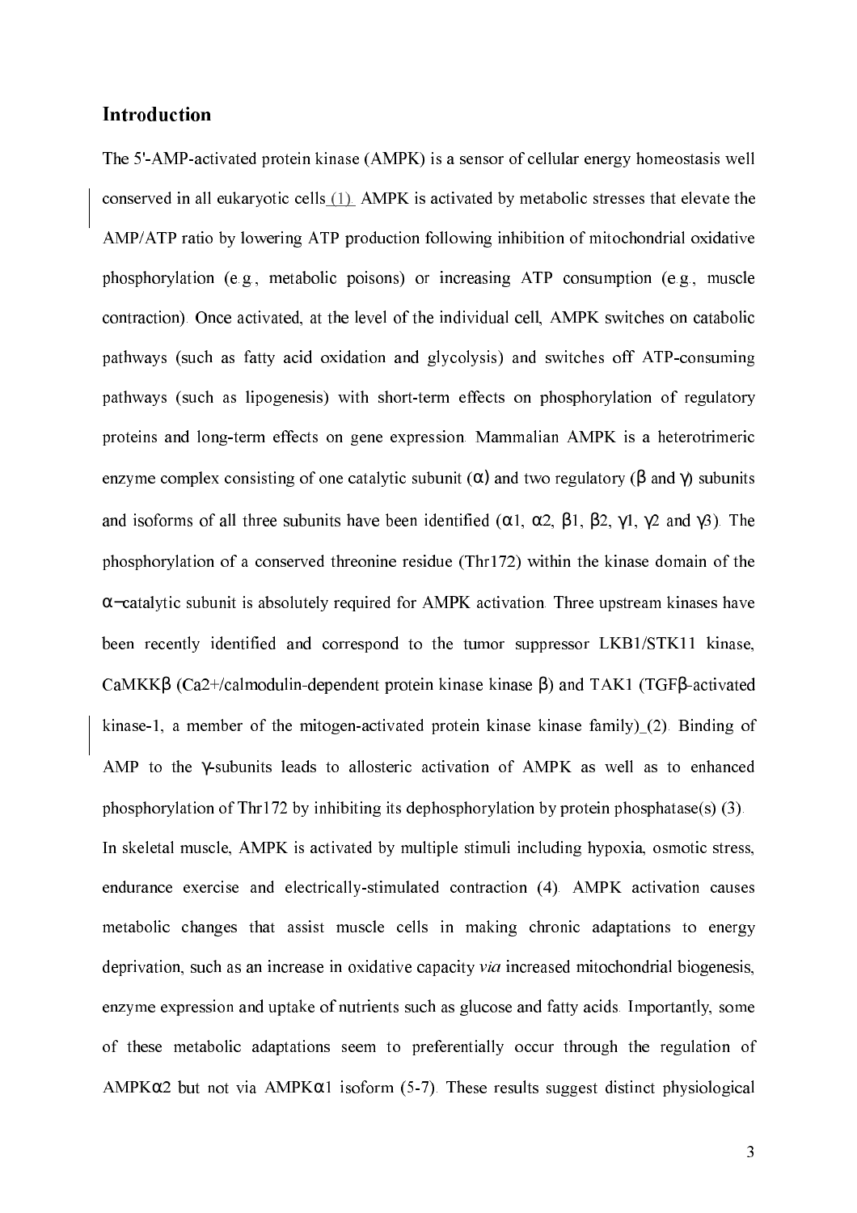## Introduction

The 5'-AMP-activated protein kinase (AMPK) is a sensor of cellular energy homeostasis well conserved in all eukaryotic cells (1). AMPK is activated by metabolic stresses that elevate the AMP/ATP ratio by lowering ATP production following inhibition of mitochondrial oxidative phosphorylation (e.g., metabolic poisons) or increasing ATP consumption (e.g., muscle contraction). Once activated, at the level of the individual cell, AMPK switches on catabolic pathways (such as fatty acid oxidation and glycolysis) and switches off ATP-consuming pathways (such as lipogenesis) with short-term effects on phosphorylation of regulatory proteins and long-term effects on gene expression. Mammalian AMPK is a heterotrimeric enzyme complex consisting of one catalytic subunit (α) and two regulatory (β and γ) subunits and isoforms of all three subunits have been identified (α1, α2, β1, β2, γ1, γ2 and γ3). The phosphorylation of a conserved threonine residue (Thr172) within the kinase domain of the α−catalytic subunit is absolutely required for AMPK activation. Three upstream kinases have been recently identified and correspond to the tumor suppressor LKB1/STK11 kinase, CaMKKβ (Ca2+/calmodulin-dependent protein kinase kinase β) and TAK1 (TGFβ-activated kinase-1, a member of the mitogen-activated protein kinase kinase family) (2). Binding of AMP to the γ-subunits leads to allosteric activation of AMPK as well as to enhanced phosphorylation of Thr172 by inhibiting its dephosphorylation by protein phosphatase(s) (3).

In skeletal muscle, AMPK is activated by multiple stimuli including hypoxia, osmotic stress, endurance exercise and electrically-stimulated contraction (4). AMPK activation causes metabolic changes that assist muscle cells in making chronic adaptations to energy deprivation, such as an increase in oxidative capacity *via* increased mitochondrial biogenesis, enzyme expression and uptake of nutrients such as glucose and fatty acids. Importantly, some of these metabolic adaptations seem to preferentially occur through the regulation of AMPKα2 but not via AMPKα1 isoform (5-7). These results suggest distinct physiological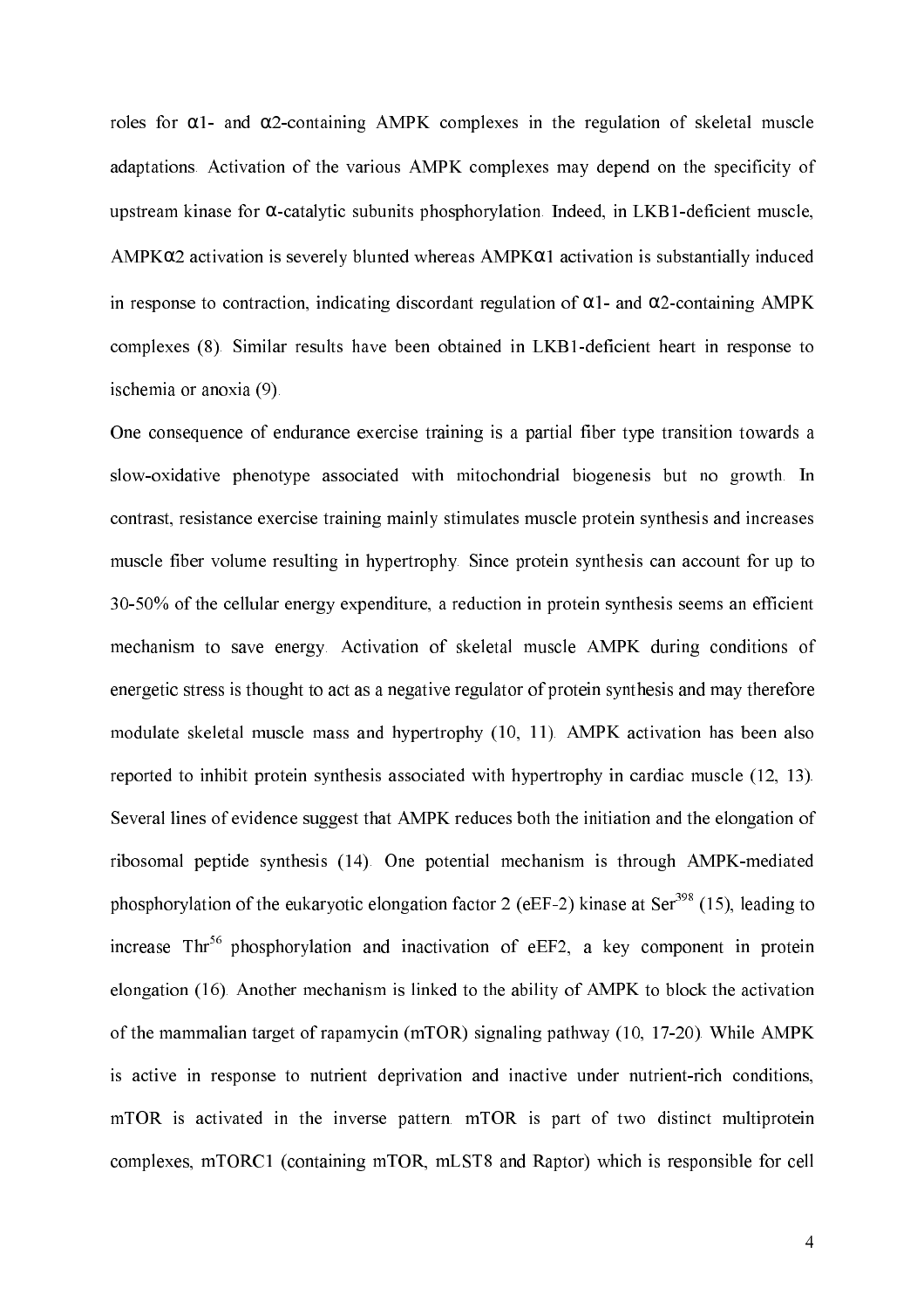roles for α1- and α2-containing AMPK complexes in the regulation of skeletal muscle adaptations. Activation of the various AMPK complexes may depend on the specificity of upstream kinase for α-catalytic subunits phosphorylation. Indeed, in LKB1-deficient muscle, AMPKα2 activation is severely blunted whereas AMPKα1 activation is substantially induced in response to contraction, indicating discordant regulation of α1- and α2-containing AMPK complexes (8). Similar results have been obtained in LKB1-deficient heart in response to ischemia or anoxia (9).

One consequence of endurance exercise training is a partial fiber type transition towards a slow-oxidative phenotype associated with mitochondrial biogenesis but no growth. In contrast, resistance exercise training mainly stimulates muscle protein synthesis and increases muscle fiber volume resulting in hypertrophy. Since protein synthesis can account for up to 30-50% of the cellular energy expenditure, a reduction in protein synthesis seems an efficient mechanism to save energy. Activation of skeletal muscle AMPK during conditions of energetic stress is thought to act as a negative regulator of protein synthesis and may therefore modulate skeletal muscle mass and hypertrophy (10, 11). AMPK activation has been also reported to inhibit protein synthesis associated with hypertrophy in cardiac muscle (12, 13). Several lines of evidence suggest that AMPK reduces both the initiation and the elongation of ribosomal peptide synthesis (14). One potential mechanism is through AMPK-mediated phosphorylation of the eukaryotic elongation factor 2 (eEF-2) kinase at $Ser^{398}$ (15), leading to increase $Thr^{56}$ phosphorylation and inactivation of eEF2, a key component in protein elongation (16). Another mechanism is linked to the ability of AMPK to block the activation of the mammalian target of rapamycin (mTOR) signaling pathway (10, 17-20). While AMPK is active in response to nutrient deprivation and inactive under nutrient-rich conditions, mTOR is activated in the inverse pattern. mTOR is part of two distinct multiprotein complexes, mTORC1 (containing mTOR, mLST8 and Raptor) which is responsible for cell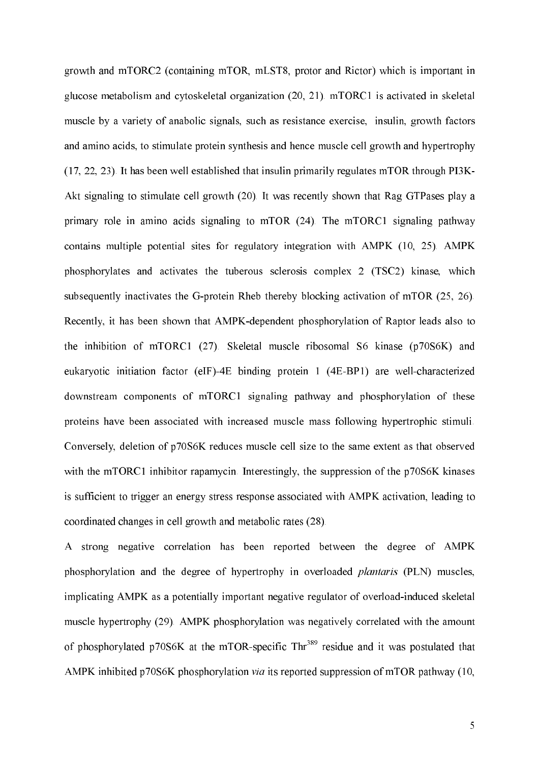growth and mTORC2 (containing mTOR, mLST8, protor and Rictor) which is important in glucose metabolism and cytoskeletal organization (20, 21). mTORC1 is activated in skeletal muscle by a variety of anabolic signals, such as resistance exercise, insulin, growth factors and amino acids, to stimulate protein synthesis and hence muscle cell growth and hypertrophy (17, 22, 23). It has been well established that insulin primarily regulates mTOR through PI3K-Akt signaling to stimulate cell growth (20). It was recently shown that Rag GTPases play a primary role in amino acids signaling to mTOR (24). The mTORC1 signaling pathway contains multiple potential sites for regulatory integration with AMPK (10, 25). AMPK phosphorylates and activates the tuberous sclerosis complex 2 (TSC2) kinase, which subsequently inactivates the G-protein Rheb thereby blocking activation of mTOR (25, 26). Recently, it has been shown that AMPK-dependent phosphorylation of Raptor leads also to the inhibition of mTORC1 (27). Skeletal muscle ribosomal S6 kinase (p70S6K) and eukaryotic initiation factor (eIF)-4E binding protein 1 (4E-BP1) are well-characterized downstream components of mTORC1 signaling pathway and phosphorylation of these proteins have been associated with increased muscle mass following hypertrophic stimuli. Conversely, deletion of p70S6K reduces muscle cell size to the same extent as that observed with the mTORC1 inhibitor rapamycin. Interestingly, the suppression of the p70S6K kinases is sufficient to trigger an energy stress response associated with AMPK activation, leading to coordinated changes in cell growth and metabolic rates (28).

A strong negative correlation has been reported between the degree of AMPK phosphorylation and the degree of hypertrophy in overloaded *plantaris* (PLN) muscles, implicating AMPK as a potentially important negative regulator of overload-induced skeletal muscle hypertrophy (29). AMPK phosphorylation was negatively correlated with the amount of phosphorylated p70S6K at the mTOR-specific $Thr^{389}$ residue and it was postulated that AMPK inhibited p70S6K phosphorylation *via* its reported suppression of mTOR pathway (10,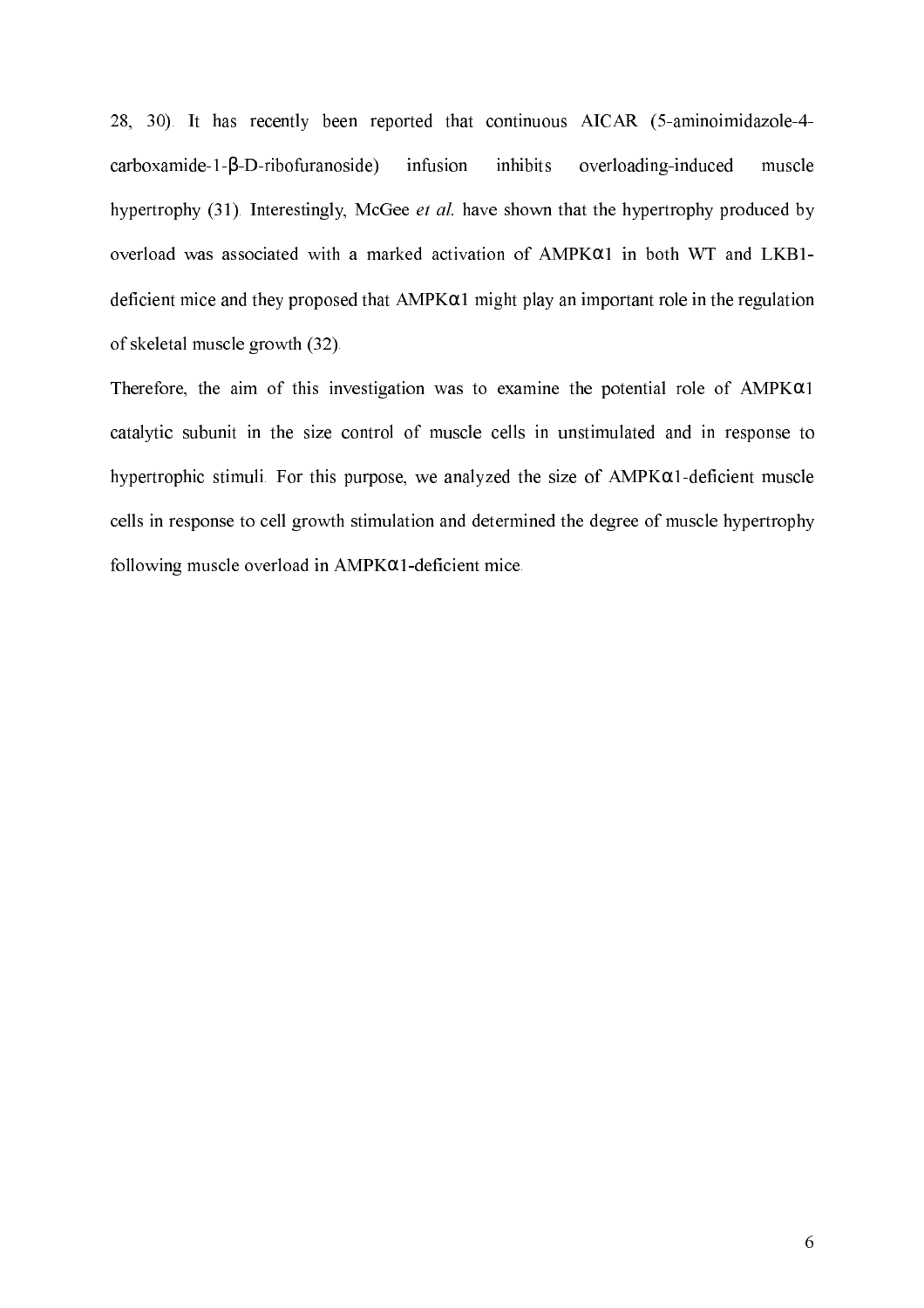28, 30). It has recently been reported that continuous AICAR (5-aminoimidazole-4-carboxamide-1-β-D-ribofuranoside) infusion inhibits overloading-induced muscle hypertrophy (31). Interestingly, McGee *et al.* have shown that the hypertrophy produced by overload was associated with a marked activation of AMPKα1 in both WT and LKB1-deficient mice and they proposed that AMPKα1 might play an important role in the regulation of skeletal muscle growth (32).

Therefore, the aim of this investigation was to examine the potential role of AMPKα1 catalytic subunit in the size control of muscle cells in unstimulated and in response to hypertrophic stimuli. For this purpose, we analyzed the size of AMPKα1-deficient muscle cells in response to cell growth stimulation and determined the degree of muscle hypertrophy following muscle overload in AMPKα1-deficient mice.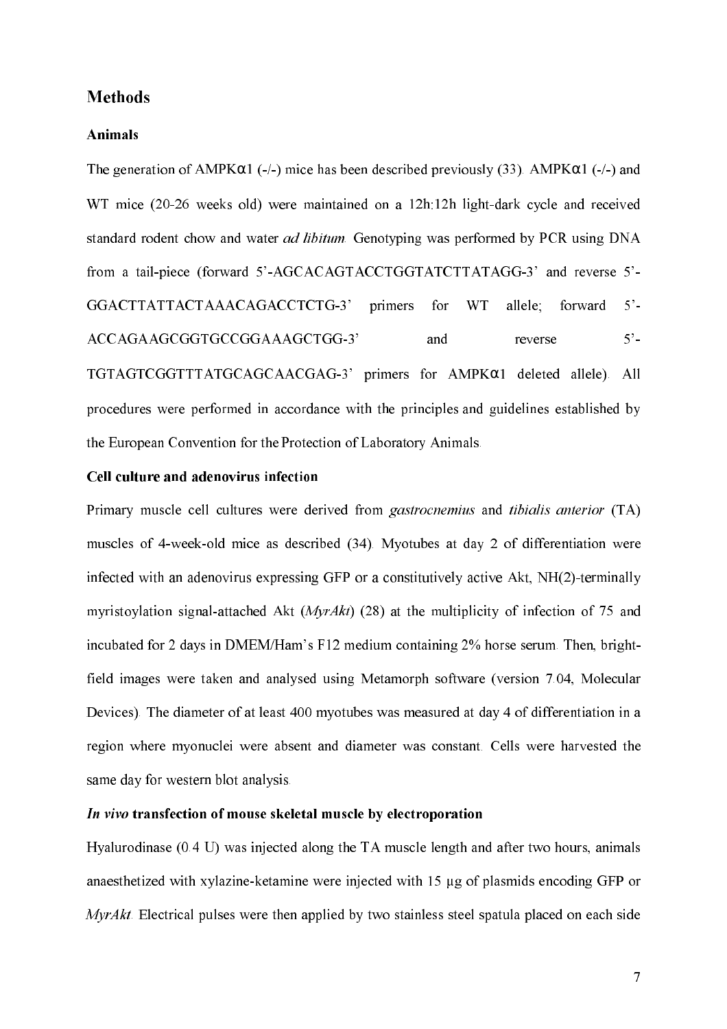## Methods

### Animals

The generation of AMPKα1 (-/-) mice has been described previously (33). AMPKα1 (-/-) and WT mice (20-26 weeks old) were maintained on a 12h:12h light-dark cycle and received standard rodent chow and water *ad libitum*. Genotyping was performed by PCR using DNA from a tail-piece (forward 5'-AGCACAGTACCTGGTATCTTATAGG-3' and reverse 5'-GGACTTATTACTAAACAGACCTCTG-3' primers for WT allele; forward 5'-ACCAGAAGCGGTGCCGGAAAGCTGG-3' and reverse 5'-TGTAGTCGGTTTATGCAGCAACGAG-3' primers for AMPKα1 deleted allele). All procedures were performed in accordance with the principles and guidelines established by the European Convention for the Protection of Laboratory Animals.

### Cell culture and adenovirus infection

Primary muscle cell cultures were derived from *gastrocnemius* and *tibialis anterior* (TA) muscles of 4-week-old mice as described (34). Myotubes at day 2 of differentiation were infected with an adenovirus expressing GFP or a constitutively active Akt, NH(2)-terminally myristoylation signal-attached Akt (*MyrAkt*) (28) at the multiplicity of infection of 75 and incubated for 2 days in DMEM/Ham's F12 medium containing 2% horse serum. Then, bright-field images were taken and analysed using Metamorph software (version 7.04, Molecular Devices). The diameter of at least 400 myotubes was measured at day 4 of differentiation in a region where myonuclei were absent and diameter was constant. Cells were harvested the same day for western blot analysis.

### *In vivo* transfection of mouse skeletal muscle by electroporation

Hyalurodinase (0.4 U) was injected along the TA muscle length and after two hours, animals anaesthetized with xylazine-ketamine were injected with 15 µg of plasmids encoding GFP or *MyrAkt*. Electrical pulses were then applied by two stainless steel spatula placed on each side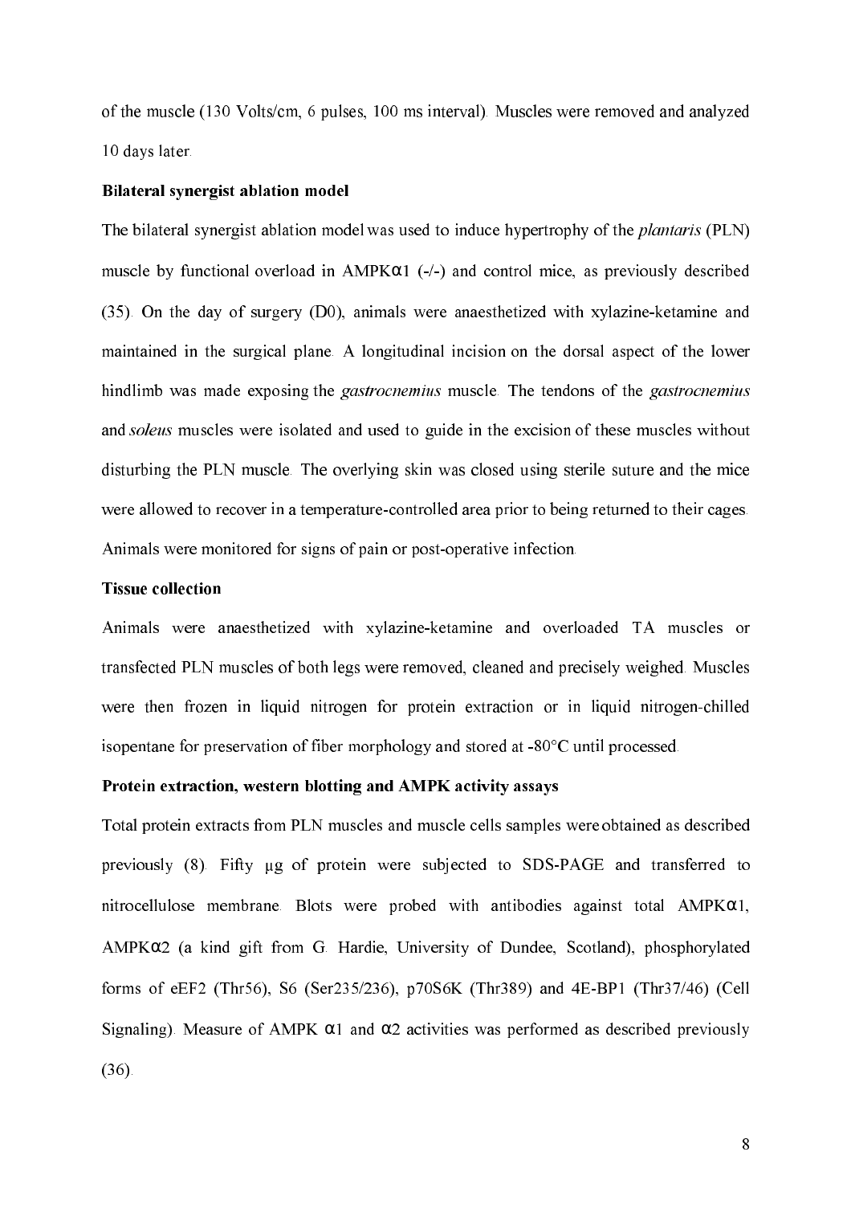of the muscle (130 Volts/cm, 6 pulses, 100 ms interval). Muscles were removed and analyzed 10 days later.

### Bilateral synergist ablation model

The bilateral synergist ablation model was used to induce hypertrophy of the *plantaris* (PLN) muscle by functional overload in AMPKα1 (-/-) and control mice, as previously described (35). On the day of surgery (D0), animals were anaesthetized with xylazine-ketamine and maintained in the surgical plane. A longitudinal incision on the dorsal aspect of the lower hindlimb was made exposing the *gastrocnemius* muscle. The tendons of the *gastrocnemius* and *soleus* muscles were isolated and used to guide in the excision of these muscles without disturbing the PLN muscle. The overlying skin was closed using sterile suture and the mice were allowed to recover in a temperature-controlled area prior to being returned to their cages. Animals were monitored for signs of pain or post-operative infection.

### Tissue collection

Animals were anaesthetized with xylazine-ketamine and overloaded TA muscles or transfected PLN muscles of both legs were removed, cleaned and precisely weighed. Muscles were then frozen in liquid nitrogen for protein extraction or in liquid nitrogen-chilled isopentane for preservation of fiber morphology and stored at -80°C until processed.

### Protein extraction, western blotting and AMPK activity assays

Total protein extracts from PLN muscles and muscle cells samples were obtained as described previously (8). Fifty µg of protein were subjected to SDS-PAGE and transferred to nitrocellulose membrane. Blots were probed with antibodies against total AMPKα1, AMPKα2 (a kind gift from G. Hardie, University of Dundee, Scotland), phosphorylated forms of eEF2 (Thr56), S6 (Ser235/236), p70S6K (Thr389) and 4E-BP1 (Thr37/46) (Cell Signaling). Measure of AMPK α1 and α2 activities was performed as described previously (36).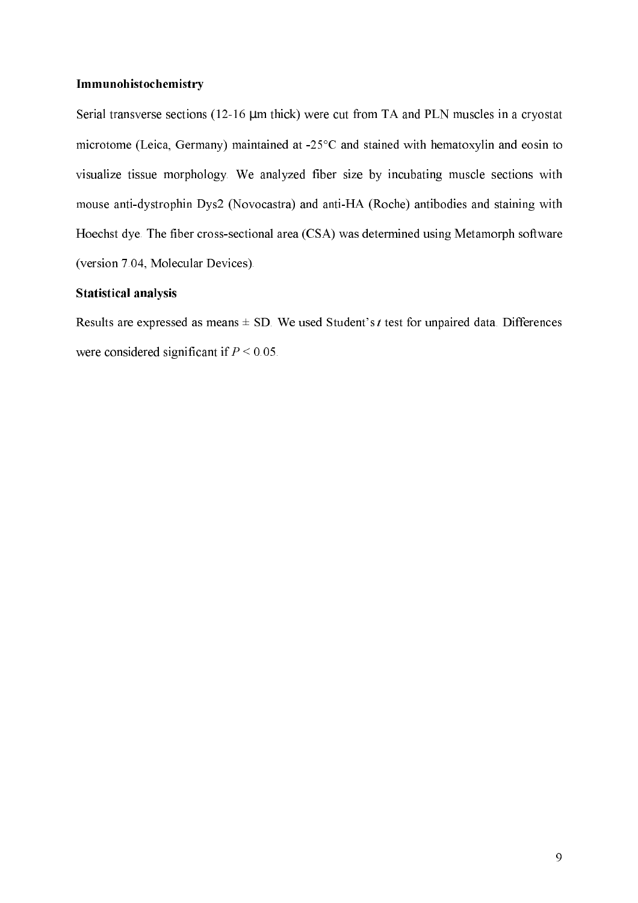### Immunohistochemistry

Serial transverse sections (12-16 μm thick) were cut from TA and PLN muscles in a cryostat microtome (Leica, Germany) maintained at -25°C and stained with hematoxylin and eosin to visualize tissue morphology. We analyzed fiber size by incubating muscle sections with mouse anti-dystrophin Dys2 (Novocastra) and anti-HA (Roche) antibodies and staining with Hoechst dye. The fiber cross-sectional area (CSA) was determined using Metamorph software (version 7.04, Molecular Devices).

### Statistical analysis

Results are expressed as means ± SD. We used Student's *t* test for unpaired data. Differences were considered significant if $P < 0.05$.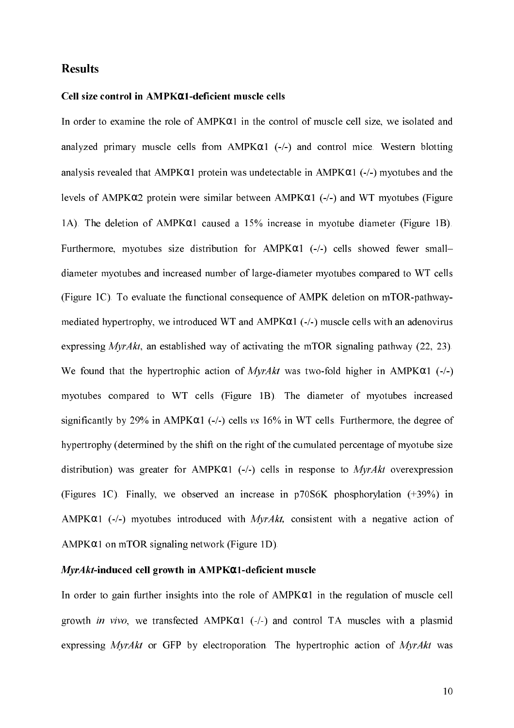## Results

### Cell size control in AMPKα1-deficient muscle cells

In order to examine the role of AMPKα1 in the control of muscle cell size, we isolated and analyzed primary muscle cells from AMPKα1 (-/-) and control mice. Western blotting analysis revealed that AMPKα1 protein was undetectable in AMPKα1 (-/-) myotubes and the levels of AMPKα2 protein were similar between AMPKα1 (-/-) and WT myotubes (Figure 1A). The deletion of AMPKα1 caused a 15% increase in myotube diameter (Figure 1B). Furthermore, myotubes size distribution for AMPKα1 (-/-) cells showed fewer small–diameter myotubes and increased number of large-diameter myotubes compared to WT cells (Figure 1C). To evaluate the functional consequence of AMPK deletion on mTOR-pathway-mediated hypertrophy, we introduced WT and AMPKα1 (-/-) muscle cells with an adenovirus expressing *MyrAkt*, an established way of activating the mTOR signaling pathway (22, 23). We found that the hypertrophic action of *MyrAkt* was two-fold higher in AMPKα1 (-/-) myotubes compared to WT cells (Figure 1B). The diameter of myotubes increased significantly by 29% in AMPKα1 (-/-) cells *vs* 16% in WT cells. Furthermore, the degree of hypertrophy (determined by the shift on the right of the cumulated percentage of myotube size distribution) was greater for AMPKα1 (-/-) cells in response to *MyrAkt* overexpression (Figures 1C). Finally, we observed an increase in p70S6K phosphorylation (+39%) in AMPKα1 (-/-) myotubes introduced with *MyrAkt,* consistent with a negative action of AMPKα1 on mTOR signaling network (Figure 1D).

### *MyrAkt*-induced cell growth in AMPKα1-deficient muscle

In order to gain further insights into the role of AMPKα1 in the regulation of muscle cell growth *in vivo*, we transfected AMPKα1 (-/-) and control TA muscles with a plasmid expressing *MyrAkt* or GFP by electroporation. The hypertrophic action of *MyrAkt* was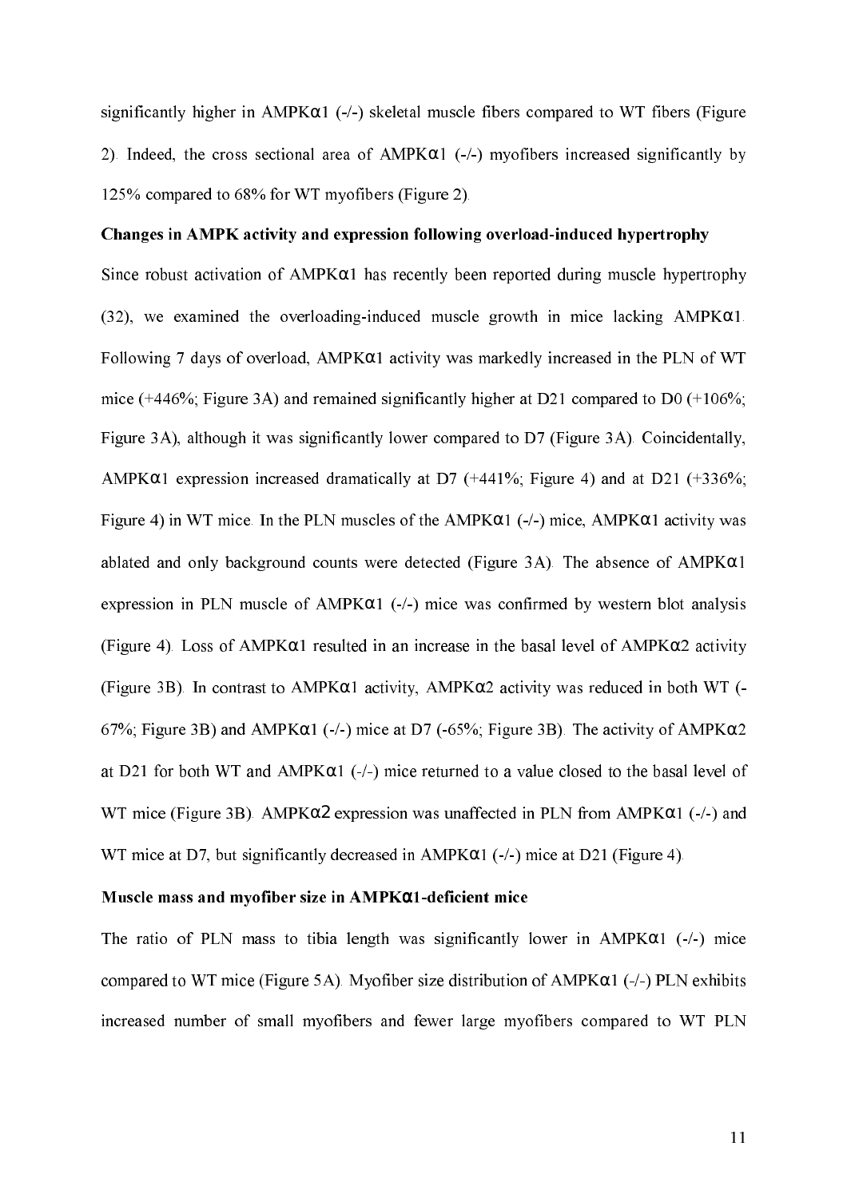significantly higher in AMPKα1 (-/-) skeletal muscle fibers compared to WT fibers (Figure 2). Indeed, the cross sectional area of AMPKα1 (-/-) myofibers increased significantly by 125% compared to 68% for WT myofibers (Figure 2).

### Changes in AMPK activity and expression following overload-induced hypertrophy

Since robust activation of AMPKα1 has recently been reported during muscle hypertrophy (32), we examined the overloading-induced muscle growth in mice lacking AMPKα1. Following 7 days of overload, AMPKα1 activity was markedly increased in the PLN of WT mice (+446%; Figure 3A) and remained significantly higher at D21 compared to D0 (+106%; Figure 3A), although it was significantly lower compared to D7 (Figure 3A). Coincidentally, AMPKα1 expression increased dramatically at D7 (+441%; Figure 4) and at D21 (+336%; Figure 4) in WT mice. In the PLN muscles of the AMPKα1 (-/-) mice, AMPKα1 activity was ablated and only background counts were detected (Figure 3A). The absence of AMPKα1 expression in PLN muscle of AMPKα1 (-/-) mice was confirmed by western blot analysis (Figure 4). Loss of AMPKα1 resulted in an increase in the basal level of AMPKα2 activity (Figure 3B). In contrast to AMPKα1 activity, AMPKα2 activity was reduced in both WT (-67%; Figure 3B) and AMPKα1 (-/-) mice at D7 (-65%; Figure 3B). The activity of AMPKα2 at D21 for both WT and AMPKα1 (-/-) mice returned to a value closed to the basal level of WT mice (Figure 3B). AMPKα2 expression was unaffected in PLN from AMPKα1 (-/-) and WT mice at D7, but significantly decreased in AMPKα1 (-/-) mice at D21 (Figure 4).

### Muscle mass and myofiber size in AMPKα1-deficient mice

The ratio of PLN mass to tibia length was significantly lower in AMPKα1 (-/-) mice compared to WT mice (Figure 5A). Myofiber size distribution of AMPKα1 (-/-) PLN exhibits increased number of small myofibers and fewer large myofibers compared to WT PLN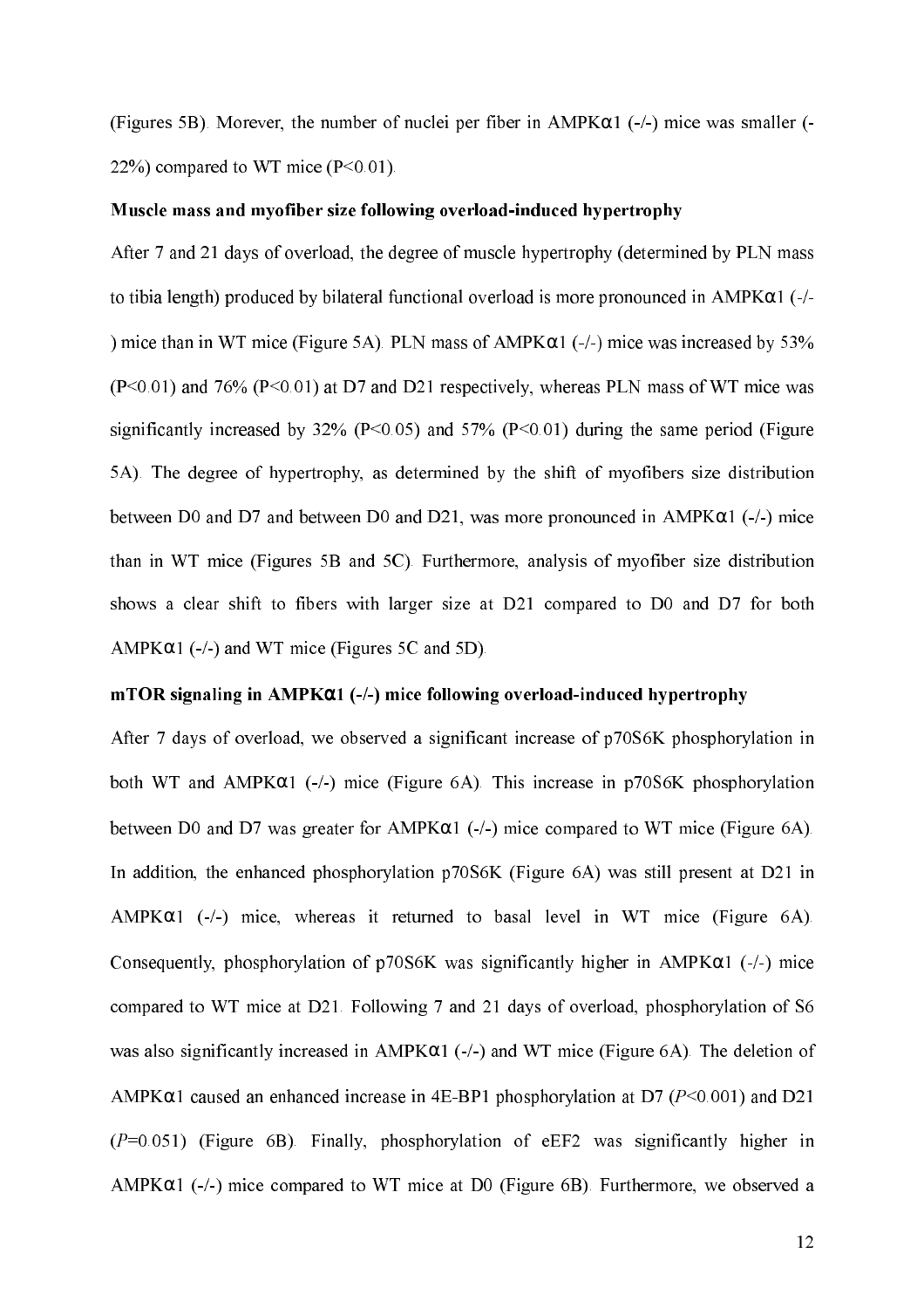(Figures 5B). Morever, the number of nuclei per fiber in AMPKα1 (-/-) mice was smaller (-22%) compared to WT mice (P<0.01).

**Muscle mass and myofiber size following overload-induced hypertrophy**

After 7 and 21 days of overload, the degree of muscle hypertrophy (determined by PLN mass to tibia length) produced by bilateral functional overload is more pronounced in AMPKα1 (-/-) mice than in WT mice (Figure 5A). PLN mass of AMPKα1 (-/-) mice was increased by 53% (P<0.01) and 76% (P<0.01) at D7 and D21 respectively, whereas PLN mass of WT mice was significantly increased by 32% (P<0.05) and 57% (P<0.01) during the same period (Figure 5A). The degree of hypertrophy, as determined by the shift of myofibers size distribution between D0 and D7 and between D0 and D21, was more pronounced in AMPKα1 (-/-) mice than in WT mice (Figures 5B and 5C). Furthermore, analysis of myofiber size distribution shows a clear shift to fibers with larger size at D21 compared to D0 and D7 for both AMPKα1 (-/-) and WT mice (Figures 5C and 5D).

**mTOR signaling in AMPKα1 (-/-) mice following overload-induced hypertrophy**

After 7 days of overload, we observed a significant increase of p70S6K phosphorylation in both WT and AMPKα1 (-/-) mice (Figure 6A). This increase in p70S6K phosphorylation between D0 and D7 was greater for AMPKα1 (-/-) mice compared to WT mice (Figure 6A). In addition, the enhanced phosphorylation p70S6K (Figure 6A) was still present at D21 in AMPKα1 (-/-) mice, whereas it returned to basal level in WT mice (Figure 6A). Consequently, phosphorylation of p70S6K was significantly higher in AMPKα1 (-/-) mice compared to WT mice at D21. Following 7 and 21 days of overload, phosphorylation of S6 was also significantly increased in AMPKα1 (-/-) and WT mice (Figure 6A). The deletion of AMPKα1 caused an enhanced increase in 4E-BP1 phosphorylation at D7 (*P*<0.001) and D21 (*P*=0.051) (Figure 6B). Finally, phosphorylation of eEF2 was significantly higher in AMPKα1 (-/-) mice compared to WT mice at D0 (Figure 6B). Furthermore, we observed a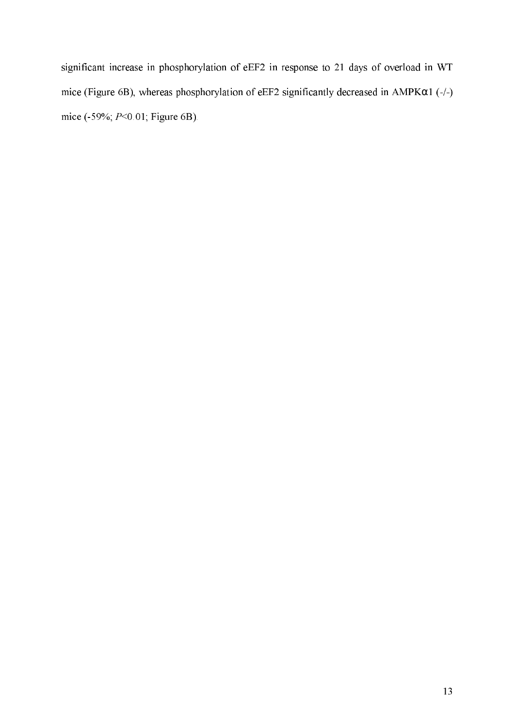significant increase in phosphorylation of eEF2 in response to 21 days of overload in WT mice (Figure 6B), whereas phosphorylation of eEF2 significantly decreased in AMPKα1 (-/-) mice (-59%; *P*<0.01; Figure 6B).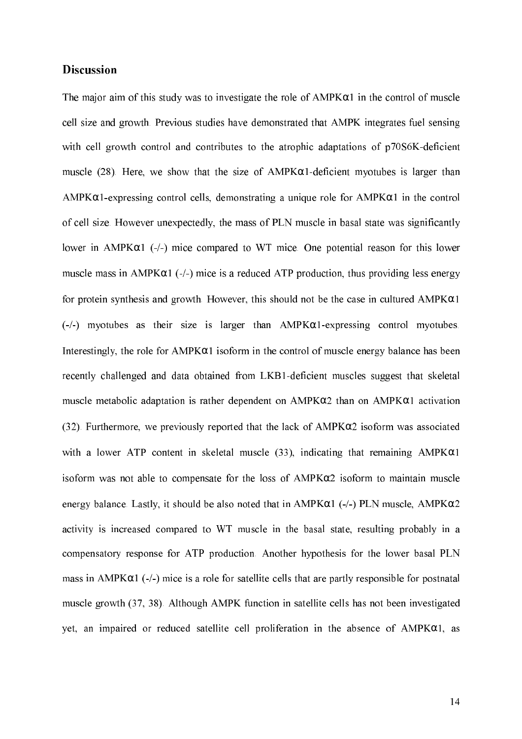## Discussion

The major aim of this study was to investigate the role of AMPKα1 in the control of muscle cell size and growth. Previous studies have demonstrated that AMPK integrates fuel sensing with cell growth control and contributes to the atrophic adaptations of p70S6K-deficient muscle (28). Here, we show that the size of AMPKα1-deficient myotubes is larger than AMPKα1-expressing control cells, demonstrating a unique role for AMPKα1 in the control of cell size. However unexpectedly, the mass of PLN muscle in basal state was significantly lower in AMPKα1 (-/-) mice compared to WT mice. One potential reason for this lower muscle mass in AMPKα1 (-/-) mice is a reduced ATP production, thus providing less energy for protein synthesis and growth. However, this should not be the case in cultured AMPKα1 (-/-) myotubes as their size is larger than AMPKα1-expressing control myotubes. Interestingly, the role for AMPKα1 isoform in the control of muscle energy balance has been recently challenged and data obtained from LKB1-deficient muscles suggest that skeletal muscle metabolic adaptation is rather dependent on AMPKα2 than on AMPKα1 activation (32). Furthermore, we previously reported that the lack of AMPKα2 isoform was associated with a lower ATP content in skeletal muscle (33), indicating that remaining AMPKα1 isoform was not able to compensate for the loss of AMPKα2 isoform to maintain muscle energy balance. Lastly, it should be also noted that in AMPKα1 (-/-) PLN muscle, AMPKα2 activity is increased compared to WT muscle in the basal state, resulting probably in a compensatory response for ATP production. Another hypothesis for the lower basal PLN mass in AMPKα1 (-/-) mice is a role for satellite cells that are partly responsible for postnatal muscle growth (37, 38). Although AMPK function in satellite cells has not been investigated yet, an impaired or reduced satellite cell proliferation in the absence of AMPKα1, as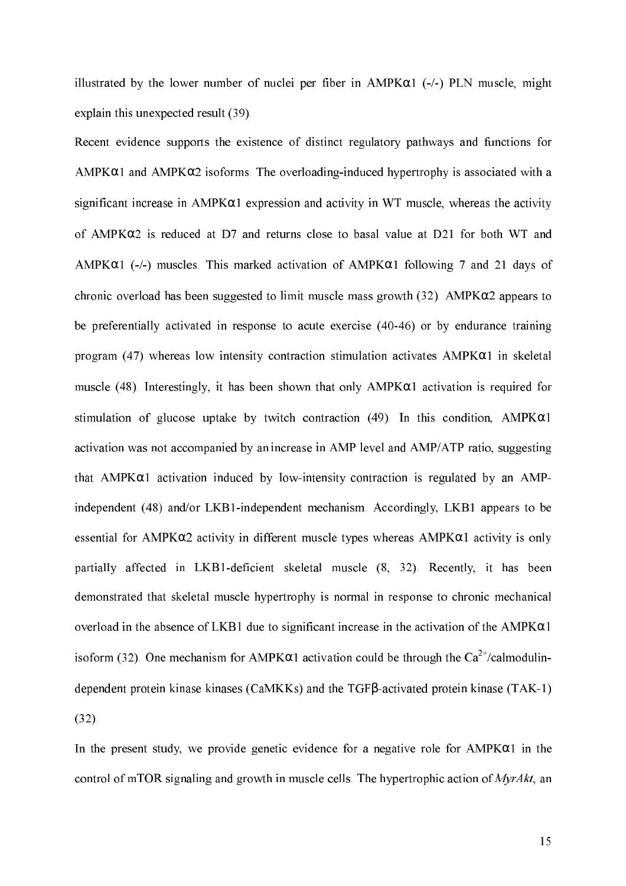illustrated by the lower number of nuclei per fiber in AMPKα1 (-/-) PLN muscle, might explain this unexpected result (39).

Recent evidence supports the existence of distinct regulatory pathways and functions for AMPKα1 and AMPKα2 isoforms. The overloading-induced hypertrophy is associated with a significant increase in AMPKα1 expression and activity in WT muscle, whereas the activity of AMPKα2 is reduced at D7 and returns close to basal value at D21 for both WT and AMPKα1 (-/-) muscles. This marked activation of AMPKα1 following 7 and 21 days of chronic overload has been suggested to limit muscle mass growth (32). AMPKα2 appears to be preferentially activated in response to acute exercise (40-46) or by endurance training program (47) whereas low intensity contraction stimulation activates AMPKα1 in skeletal muscle (48). Interestingly, it has been shown that only AMPKα1 activation is required for stimulation of glucose uptake by twitch contraction (49). In this condition, AMPKα1 activation was not accompanied by an increase in AMP level and AMP/ATP ratio, suggesting that AMPKα1 activation induced by low-intensity contraction is regulated by an AMP-independent (48) and/or LKB1-independent mechanism. Accordingly, LKB1 appears to be essential for AMPKα2 activity in different muscle types whereas AMPKα1 activity is only partially affected in LKB1-deficient skeletal muscle (8, 32). Recently, it has been demonstrated that skeletal muscle hypertrophy is normal in response to chronic mechanical overload in the absence of LKB1 due to significant increase in the activation of the AMPKα1 isoform (32). One mechanism for AMPKα1 activation could be through the $Ca^{2+}$/calmodulin-dependent protein kinase kinases (CaMKKs) and the TGFβ-activated protein kinase (TAK-1) (32).

In the present study, we provide genetic evidence for a negative role for AMPKα1 in the control of mTOR signaling and growth in muscle cells. The hypertrophic action of *MyrAkt*, an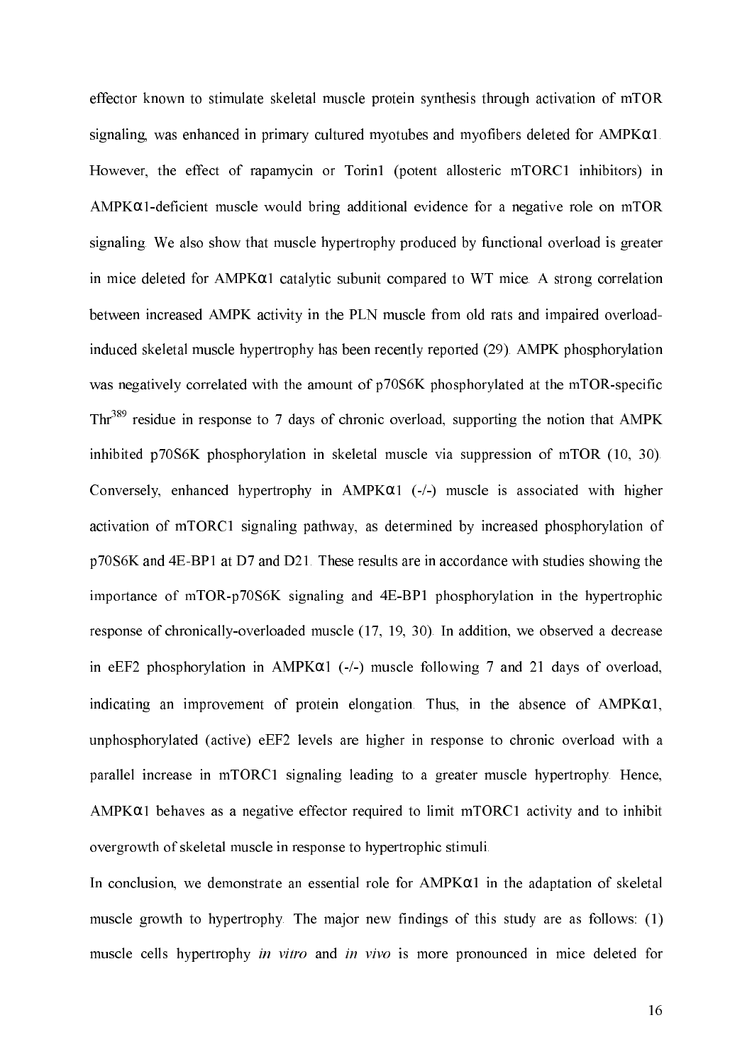effector known to stimulate skeletal muscle protein synthesis through activation of mTOR signaling, was enhanced in primary cultured myotubes and myofibers deleted for AMPKα1. However, the effect of rapamycin or Torin1 (potent allosteric mTORC1 inhibitors) in AMPKα1-deficient muscle would bring additional evidence for a negative role on mTOR signaling. We also show that muscle hypertrophy produced by functional overload is greater in mice deleted for AMPKα1 catalytic subunit compared to WT mice. A strong correlation between increased AMPK activity in the PLN muscle from old rats and impaired overload-induced skeletal muscle hypertrophy has been recently reported (29). AMPK phosphorylation was negatively correlated with the amount of p70S6K phosphorylated at the mTOR-specific $Thr^{389}$ residue in response to 7 days of chronic overload, supporting the notion that AMPK inhibited p70S6K phosphorylation in skeletal muscle via suppression of mTOR (10, 30). Conversely, enhanced hypertrophy in AMPKα1 (-/-) muscle is associated with higher activation of mTORC1 signaling pathway, as determined by increased phosphorylation of p70S6K and 4E-BP1 at D7 and D21. These results are in accordance with studies showing the importance of mTOR-p70S6K signaling and 4E-BP1 phosphorylation in the hypertrophic response of chronically-overloaded muscle (17, 19, 30). In addition, we observed a decrease in eEF2 phosphorylation in AMPKα1 (-/-) muscle following 7 and 21 days of overload, indicating an improvement of protein elongation. Thus, in the absence of AMPKα1, unphosphorylated (active) eEF2 levels are higher in response to chronic overload with a parallel increase in mTORC1 signaling leading to a greater muscle hypertrophy. Hence, AMPKα1 behaves as a negative effector required to limit mTORC1 activity and to inhibit overgrowth of skeletal muscle in response to hypertrophic stimuli.

In conclusion, we demonstrate an essential role for AMPKα1 in the adaptation of skeletal muscle growth to hypertrophy. The major new findings of this study are as follows: (1) muscle cells hypertrophy *in vitro* and *in vivo* is more pronounced in mice deleted for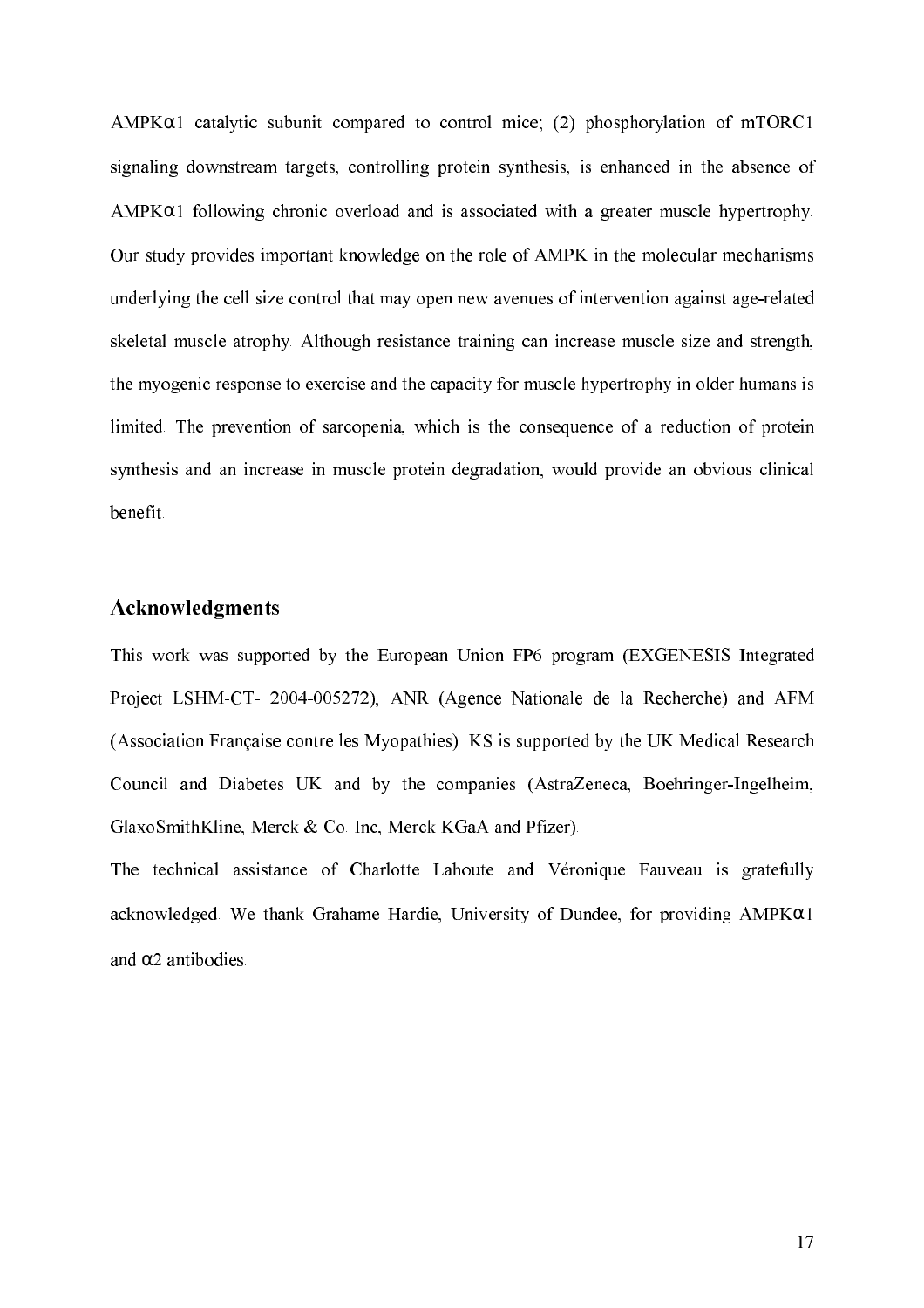AMPKα1 catalytic subunit compared to control mice; (2) phosphorylation of mTORC1 signaling downstream targets, controlling protein synthesis, is enhanced in the absence of AMPKα1 following chronic overload and is associated with a greater muscle hypertrophy. Our study provides important knowledge on the role of AMPK in the molecular mechanisms underlying the cell size control that may open new avenues of intervention against age-related skeletal muscle atrophy. Although resistance training can increase muscle size and strength, the myogenic response to exercise and the capacity for muscle hypertrophy in older humans is limited. The prevention of sarcopenia, which is the consequence of a reduction of protein synthesis and an increase in muscle protein degradation, would provide an obvious clinical benefit.

## Acknowledgments

This work was supported by the European Union FP6 program (EXGENESIS Integrated Project LSHM-CT- 2004-005272), ANR (Agence Nationale de la Recherche) and AFM (Association Française contre les Myopathies). KS is supported by the UK Medical Research Council and Diabetes UK and by the companies (AstraZeneca, Boehringer-Ingelheim, GlaxoSmithKline, Merck & Co. Inc, Merck KGaA and Pfizer).

The technical assistance of Charlotte Lahoute and Véronique Fauveau is gratefully acknowledged. We thank Grahame Hardie, University of Dundee, for providing AMPKα1 and α2 antibodies.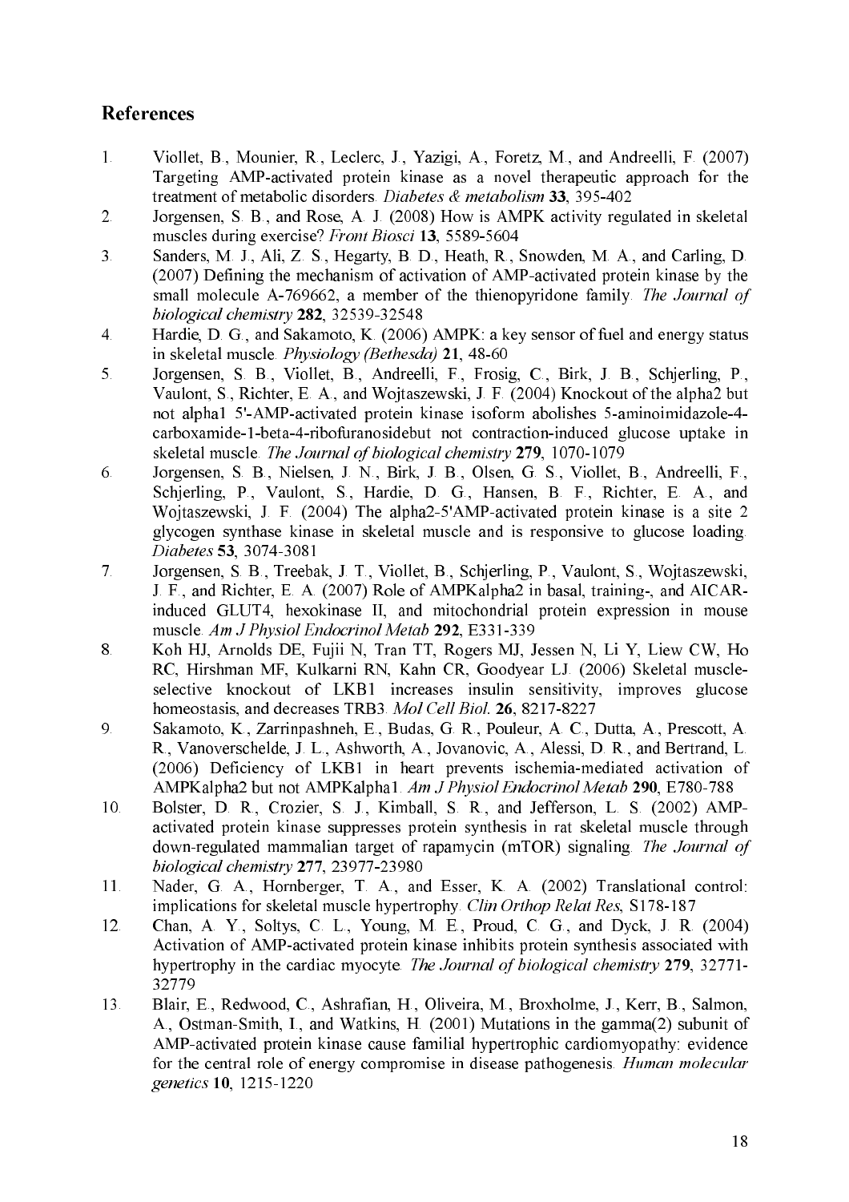## References

1. Viollet, B., Mounier, R., Leclerc, J., Yazigi, A., Foretz, M., and Andreelli, F. (2007) Targeting AMP-activated protein kinase as a novel therapeutic approach for the treatment of metabolic disorders. *Diabetes & metabolism* **33**, 395-402
2. Jorgensen, S. B., and Rose, A. J. (2008) How is AMPK activity regulated in skeletal muscles during exercise? *Front Biosci* **13**, 5589-5604
3. Sanders, M. J., Ali, Z. S., Hegarty, B. D., Heath, R., Snowden, M. A., and Carling, D. (2007) Defining the mechanism of activation of AMP-activated protein kinase by the small molecule A-769662, a member of the thienopyridone family. *The Journal of biological chemistry* **282**, 32539-32548
4. Hardie, D. G., and Sakamoto, K. (2006) AMPK: a key sensor of fuel and energy status in skeletal muscle. *Physiology (Bethesda)* **21**, 48-60
5. Jorgensen, S. B., Viollet, B., Andreelli, F., Frosig, C., Birk, J. B., Schjerling, P., Vaulont, S., Richter, E. A., and Wojtaszewski, J. F. (2004) Knockout of the alpha2 but not alpha1 5'-AMP-activated protein kinase isoform abolishes 5-aminoimidazole-4-carboxamide-1-beta-4-ribofuranosidebut not contraction-induced glucose uptake in skeletal muscle. *The Journal of biological chemistry* **279**, 1070-1079
6. Jorgensen, S. B., Nielsen, J. N., Birk, J. B., Olsen, G. S., Viollet, B., Andreelli, F., Schjerling, P., Vaulont, S., Hardie, D. G., Hansen, B. F., Richter, E. A., and Wojtaszewski, J. F. (2004) The alpha2-5'AMP-activated protein kinase is a site 2 glycogen synthase kinase in skeletal muscle and is responsive to glucose loading. *Diabetes* **53**, 3074-3081
7. Jorgensen, S. B., Treebak, J. T., Viollet, B., Schjerling, P., Vaulont, S., Wojtaszewski, J. F., and Richter, E. A. (2007) Role of AMPKalpha2 in basal, training-, and AICAR-induced GLUT4, hexokinase II, and mitochondrial protein expression in mouse muscle. *Am J Physiol Endocrinol Metab* **292**, E331-339
8. Koh HJ, Arnolds DE, Fujii N, Tran TT, Rogers MJ, Jessen N, Li Y, Liew CW, Ho RC, Hirshman MF, Kulkarni RN, Kahn CR, Goodyear LJ. (2006) Skeletal muscle-selective knockout of LKB1 increases insulin sensitivity, improves glucose homeostasis, and decreases TRB3. *Mol Cell Biol.* **26**, 8217-8227
9. Sakamoto, K., Zarrinpashneh, E., Budas, G. R., Pouleur, A. C., Dutta, A., Prescott, A. R., Vanoverschelde, J. L., Ashworth, A., Jovanovic, A., Alessi, D. R., and Bertrand, L. (2006) Deficiency of LKB1 in heart prevents ischemia-mediated activation of AMPKalpha2 but not AMPKalpha1. *Am J Physiol Endocrinol Metab* **290**, E780-788
10. Bolster, D. R., Crozier, S. J., Kimball, S. R., and Jefferson, L. S. (2002) AMP-activated protein kinase suppresses protein synthesis in rat skeletal muscle through down-regulated mammalian target of rapamycin (mTOR) signaling. *The Journal of biological chemistry* **277**, 23977-23980
11. Nader, G. A., Hornberger, T. A., and Esser, K. A. (2002) Translational control: implications for skeletal muscle hypertrophy. *Clin Orthop Relat Res*, S178-187
12. Chan, A. Y., Soltys, C. L., Young, M. E., Proud, C. G., and Dyck, J. R. (2004) Activation of AMP-activated protein kinase inhibits protein synthesis associated with hypertrophy in the cardiac myocyte. *The Journal of biological chemistry* **279**, 32771-32779
13. Blair, E., Redwood, C., Ashrafian, H., Oliveira, M., Broxholme, J., Kerr, B., Salmon, A., Ostman-Smith, I., and Watkins, H. (2001) Mutations in the gamma(2) subunit of AMP-activated protein kinase cause familial hypertrophic cardiomyopathy: evidence for the central role of energy compromise in disease pathogenesis. *Human molecular genetics* **10**, 1215-1220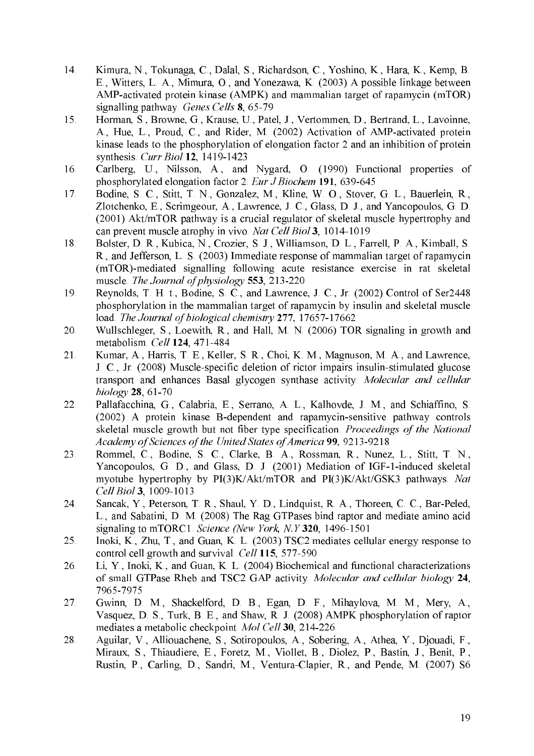14. Kimura, N., Tokunaga, C., Dalal, S., Richardson, C., Yoshino, K., Hara, K., Kemp, B. E., Witters, L. A., Mimura, O., and Yonezawa, K. (2003) A possible linkage between AMP-activated protein kinase (AMPK) and mammalian target of rapamycin (mTOR) signalling pathway. *Genes Cells* **8**, 65-79
15. Horman, S., Browne, G., Krause, U., Patel, J., Vertommen, D., Bertrand, L., Lavoinne, A., Hue, L., Proud, C., and Rider, M. (2002) Activation of AMP-activated protein kinase leads to the phosphorylation of elongation factor 2 and an inhibition of protein synthesis. *Curr Biol* **12**, 1419-1423
16. Carlberg, U., Nilsson, A., and Nygard, O. (1990) Functional properties of phosphorylated elongation factor 2. *Eur J Biochem* **191**, 639-645
17. Bodine, S. C., Stitt, T. N., Gonzalez, M., Kline, W. O., Stover, G. L., Bauerlein, R., Zlotchenko, E., Scrimgeour, A., Lawrence, J. C., Glass, D. J., and Yancopoulos, G. D. (2001) Akt/mTOR pathway is a crucial regulator of skeletal muscle hypertrophy and can prevent muscle atrophy in vivo. *Nat Cell Biol* **3**, 1014-1019
18. Bolster, D. R., Kubica, N., Crozier, S. J., Williamson, D. L., Farrell, P. A., Kimball, S. R., and Jefferson, L. S. (2003) Immediate response of mammalian target of rapamycin (mTOR)-mediated signalling following acute resistance exercise in rat skeletal muscle. *The Journal of physiology* **553**, 213-220
19. Reynolds, T. H. t., Bodine, S. C., and Lawrence, J. C., Jr. (2002) Control of Ser2448 phosphorylation in the mammalian target of rapamycin by insulin and skeletal muscle load. *The Journal of biological chemistry* **277**, 17657-17662
20. Wullschleger, S., Loewith, R., and Hall, M. N. (2006) TOR signaling in growth and metabolism. *Cell* **124**, 471-484
21. Kumar, A., Harris, T. E., Keller, S. R., Choi, K. M., Magnuson, M. A., and Lawrence, J. C., Jr. (2008) Muscle-specific deletion of rictor impairs insulin-stimulated glucose transport and enhances Basal glycogen synthase activity. *Molecular and cellular biology* **28**, 61-70
22. Pallafacchina, G., Calabria, E., Serrano, A. L., Kalhovde, J. M., and Schiaffino, S. (2002) A protein kinase B-dependent and rapamycin-sensitive pathway controls skeletal muscle growth but not fiber type specification. *Proceedings of the National Academy of Sciences of the United States of America* **99**, 9213-9218
23. Rommel, C., Bodine, S. C., Clarke, B. A., Rossman, R., Nunez, L., Stitt, T. N., Yancopoulos, G. D., and Glass, D. J. (2001) Mediation of IGF-1-induced skeletal myotube hypertrophy by PI(3)K/Akt/mTOR and PI(3)K/Akt/GSK3 pathways. *Nat Cell Biol* **3**, 1009-1013
24. Sancak, Y., Peterson, T. R., Shaul, Y. D., Lindquist, R. A., Thoreen, C. C., Bar-Peled, L., and Sabatini, D. M. (2008) The Rag GTPases bind raptor and mediate amino acid signaling to mTORC1. *Science (New York, N.Y* **320**, 1496-1501
25. Inoki, K., Zhu, T., and Guan, K. L. (2003) TSC2 mediates cellular energy response to control cell growth and survival. *Cell* **115**, 577-590
26. Li, Y., Inoki, K., and Guan, K. L. (2004) Biochemical and functional characterizations of small GTPase Rheb and TSC2 GAP activity. *Molecular and cellular biology* **24**, 7965-7975
27. Gwinn, D. M., Shackelford, D. B., Egan, D. F., Mihaylova, M. M., Mery, A., Vasquez, D. S., Turk, B. E., and Shaw, R. J. (2008) AMPK phosphorylation of raptor mediates a metabolic checkpoint. *Mol Cell* **30**, 214-226
28. Aguilar, V., Alliouachene, S., Sotiropoulos, A., Sobering, A., Athea, Y., Djouadi, F., Miraux, S., Thiaudiere, E., Foretz, M., Viollet, B., Diolez, P., Bastin, J., Benit, P., Rustin, P., Carling, D., Sandri, M., Ventura-Clapier, R., and Pende, M. (2007) S6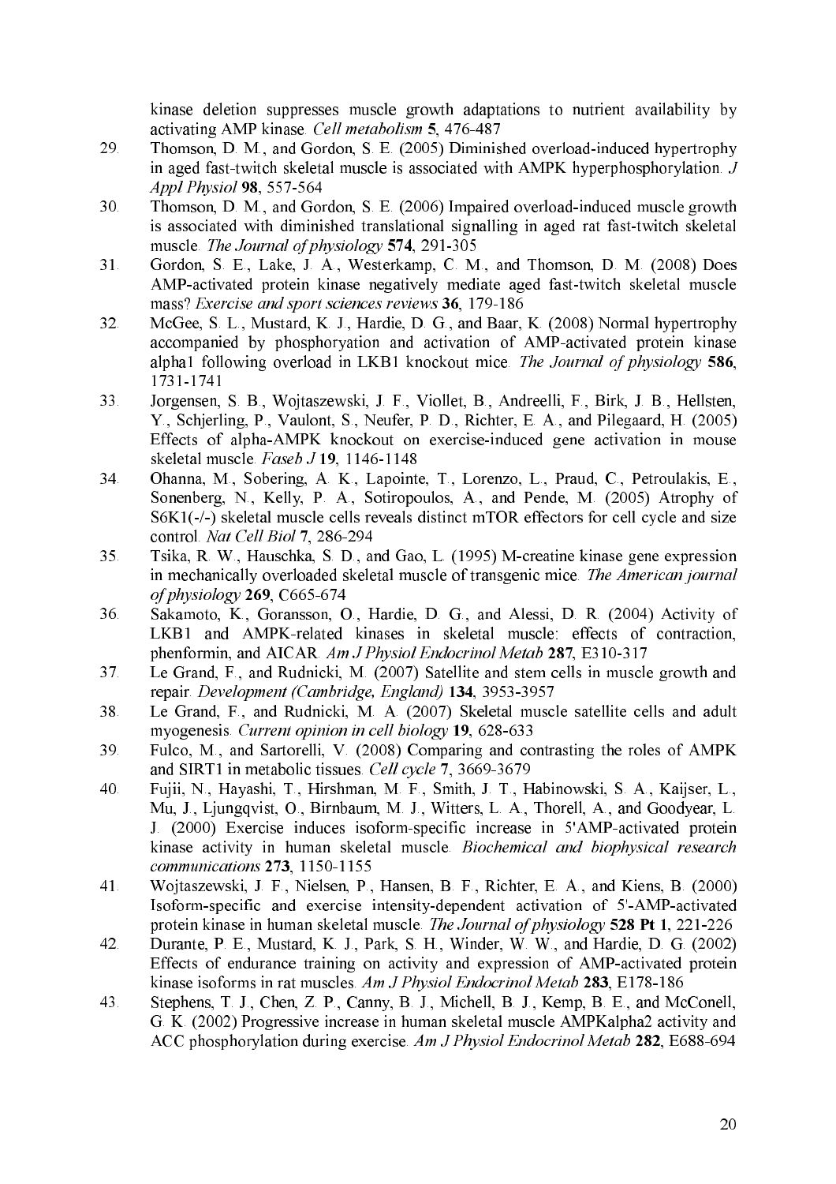kinase deletion suppresses muscle growth adaptations to nutrient availability by activating AMP kinase. *Cell metabolism* **5**, 476-487

29. Thomson, D. M., and Gordon, S. E. (2005) Diminished overload-induced hypertrophy in aged fast-twitch skeletal muscle is associated with AMPK hyperphosphorylation. *J Appl Physiol* **98**, 557-564
30. Thomson, D. M., and Gordon, S. E. (2006) Impaired overload-induced muscle growth is associated with diminished translational signalling in aged rat fast-twitch skeletal muscle. *The Journal of physiology* **574**, 291-305
31. Gordon, S. E., Lake, J. A., Westerkamp, C. M., and Thomson, D. M. (2008) Does AMP-activated protein kinase negatively mediate aged fast-twitch skeletal muscle mass? *Exercise and sport sciences reviews* **36**, 179-186
32. McGee, S. L., Mustard, K. J., Hardie, D. G., and Baar, K. (2008) Normal hypertrophy accompanied by phosphoryation and activation of AMP-activated protein kinase alpha1 following overload in LKB1 knockout mice. *The Journal of physiology* **586**, 1731-1741
33. Jorgensen, S. B., Wojtaszewski, J. F., Viollet, B., Andreelli, F., Birk, J. B., Hellsten, Y., Schjerling, P., Vaulont, S., Neufer, P. D., Richter, E. A., and Pilegaard, H. (2005) Effects of alpha-AMPK knockout on exercise-induced gene activation in mouse skeletal muscle. *Faseb J* **19**, 1146-1148
34. Ohanna, M., Sobering, A. K., Lapointe, T., Lorenzo, L., Praud, C., Petroulakis, E., Sonenberg, N., Kelly, P. A., Sotiropoulos, A., and Pende, M. (2005) Atrophy of S6K1(-/-) skeletal muscle cells reveals distinct mTOR effectors for cell cycle and size control. *Nat Cell Biol* **7**, 286-294
35. Tsika, R. W., Hauschka, S. D., and Gao, L. (1995) M-creatine kinase gene expression in mechanically overloaded skeletal muscle of transgenic mice. *The American journal of physiology* **269**, C665-674
36. Sakamoto, K., Goransson, O., Hardie, D. G., and Alessi, D. R. (2004) Activity of LKB1 and AMPK-related kinases in skeletal muscle: effects of contraction, phenformin, and AICAR. *Am J Physiol Endocrinol Metab* **287**, E310-317
37. Le Grand, F., and Rudnicki, M. (2007) Satellite and stem cells in muscle growth and repair. *Development (Cambridge, England)* **134**, 3953-3957
38. Le Grand, F., and Rudnicki, M. A. (2007) Skeletal muscle satellite cells and adult myogenesis. *Current opinion in cell biology* **19**, 628-633
39. Fulco, M., and Sartorelli, V. (2008) Comparing and contrasting the roles of AMPK and SIRT1 in metabolic tissues. *Cell cycle* **7**, 3669-3679
40. Fujii, N., Hayashi, T., Hirshman, M. F., Smith, J. T., Habinowski, S. A., Kaijser, L., Mu, J., Ljungqvist, O., Birnbaum, M. J., Witters, L. A., Thorell, A., and Goodyear, L. J. (2000) Exercise induces isoform-specific increase in 5'AMP-activated protein kinase activity in human skeletal muscle. *Biochemical and biophysical research communications* **273**, 1150-1155
41. Wojtaszewski, J. F., Nielsen, P., Hansen, B. F., Richter, E. A., and Kiens, B. (2000) Isoform-specific and exercise intensity-dependent activation of 5'-AMP-activated protein kinase in human skeletal muscle. *The Journal of physiology* **528 Pt 1**, 221-226
42. Durante, P. E., Mustard, K. J., Park, S. H., Winder, W. W., and Hardie, D. G. (2002) Effects of endurance training on activity and expression of AMP-activated protein kinase isoforms in rat muscles. *Am J Physiol Endocrinol Metab* **283**, E178-186
43. Stephens, T. J., Chen, Z. P., Canny, B. J., Michell, B. J., Kemp, B. E., and McConell, G. K. (2002) Progressive increase in human skeletal muscle AMPKalpha2 activity and ACC phosphorylation during exercise. *Am J Physiol Endocrinol Metab* **282**, E688-694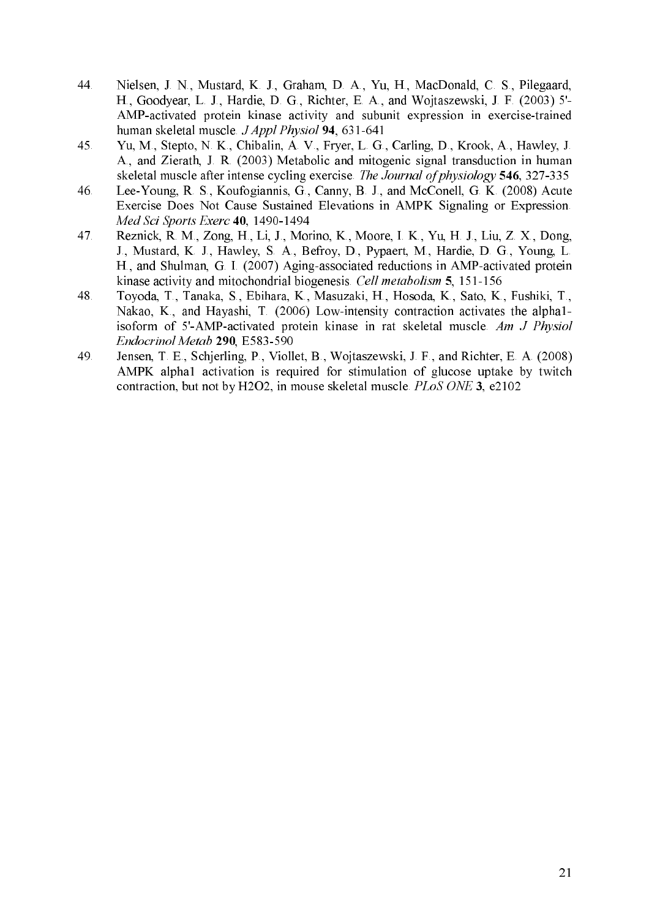44. Nielsen, J. N., Mustard, K. J., Graham, D. A., Yu, H., MacDonald, C. S., Pilegaard, H., Goodyear, L. J., Hardie, D. G., Richter, E. A., and Wojtaszewski, J. F. (2003) 5'-AMP-activated protein kinase activity and subunit expression in exercise-trained human skeletal muscle. *J Appl Physiol* **94**, 631-641
45. Yu, M., Stepto, N. K., Chibalin, A. V., Fryer, L. G., Carling, D., Krook, A., Hawley, J. A., and Zierath, J. R. (2003) Metabolic and mitogenic signal transduction in human skeletal muscle after intense cycling exercise. *The Journal of physiology* **546**, 327-335
46. Lee-Young, R. S., Koufogiannis, G., Canny, B. J., and McConell, G. K. (2008) Acute Exercise Does Not Cause Sustained Elevations in AMPK Signaling or Expression. *Med Sci Sports Exerc* **40**, 1490-1494
47. Reznick, R. M., Zong, H., Li, J., Morino, K., Moore, I. K., Yu, H. J., Liu, Z. X., Dong, J., Mustard, K. J., Hawley, S. A., Befroy, D., Pypaert, M., Hardie, D. G., Young, L. H., and Shulman, G. I. (2007) Aging-associated reductions in AMP-activated protein kinase activity and mitochondrial biogenesis. *Cell metabolism* **5**, 151-156
48. Toyoda, T., Tanaka, S., Ebihara, K., Masuzaki, H., Hosoda, K., Sato, K., Fushiki, T., Nakao, K., and Hayashi, T. (2006) Low-intensity contraction activates the alpha1-isoform of 5'-AMP-activated protein kinase in rat skeletal muscle. *Am J Physiol Endocrinol Metab* **290**, E583-590
49. Jensen, T. E., Schjerling, P., Viollet, B., Wojtaszewski, J. F., and Richter, E. A. (2008) AMPK alpha1 activation is required for stimulation of glucose uptake by twitch contraction, but not by H2O2, in mouse skeletal muscle. *PLoS ONE* **3**, e2102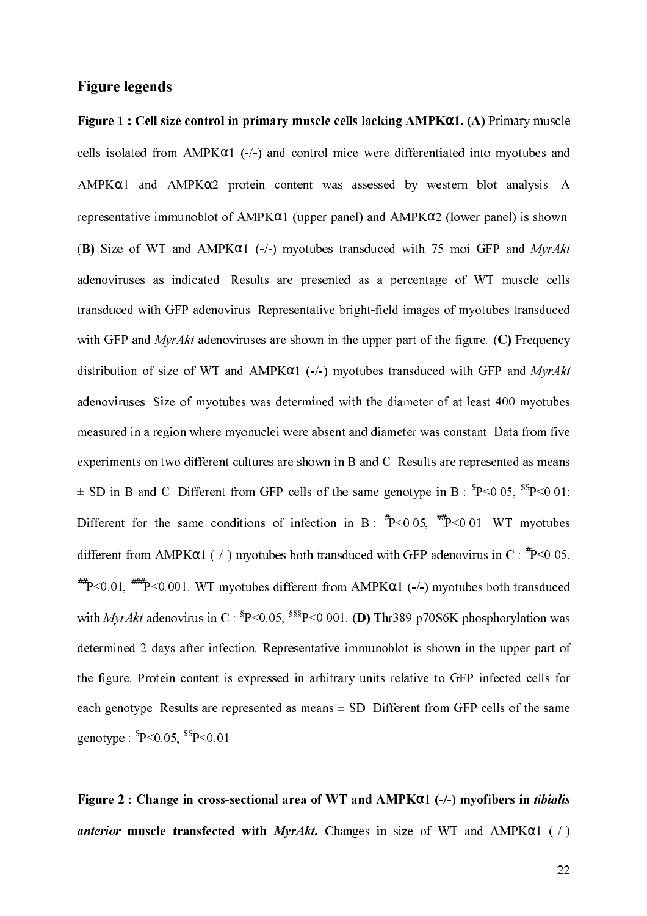## Figure legends

**Figure 1 : Cell size control in primary muscle cells lacking AMPKα1. (A)** Primary muscle cells isolated from AMPKα1 (-/-) and control mice were differentiated into myotubes and AMPKα1 and AMPKα2 protein content was assessed by western blot analysis. A representative immunoblot of AMPKα1 (upper panel) and AMPKα2 (lower panel) is shown. **(B)** Size of WT and AMPKα1 (-/-) myotubes transduced with 75 moi GFP and *MyrAkt* adenoviruses as indicated. Results are presented as a percentage of WT muscle cells transduced with GFP adenovirus. Representative bright-field images of myotubes transduced with GFP and *MyrAkt* adenoviruses are shown in the upper part of the figure. **(C)** Frequency distribution of size of WT and AMPKα1 (-/-) myotubes transduced with GFP and *MyrAkt* adenoviruses. Size of myotubes was determined with the diameter of at least 400 myotubes measured in a region where myonuclei were absent and diameter was constant. Data from five experiments on two different cultures are shown in B and C. Results are represented as means ± SD in B and C. Different from GFP cells of the same genotype in B : $^{\$}$P<0.05, $^{\$\$}$P<0.01; Different for the same conditions of infection in B : $^{\#}$P<0.05, $^{\#\#}$P<0.01. WT myotubes different from AMPKα1 (-/-) myotubes both transduced with GFP adenovirus in C : $^{\#}$P<0.05, $^{\#\#}$P<0.01, $^{\#\#\#}$P<0.001. WT myotubes different from AMPKα1 (-/-) myotubes both transduced with *MyrAkt* adenovirus in C : $^{\S}$P<0.05, $^{\S\S\S}$P<0.001. **(D)** Thr389 p70S6K phosphorylation was determined 2 days after infection. Representative immunoblot is shown in the upper part of the figure. Protein content is expressed in arbitrary units relative to GFP infected cells for each genotype. Results are represented as means ± SD. Different from GFP cells of the same genotype : $^{\$}$P<0.05, $^{\$\$}$P<0.01.

**Figure 2 : Change in cross-sectional area of WT and AMPKα1 (-/-) myofibers in *tibialis anterior* muscle transfected with *MyrAkt*.** Changes in size of WT and AMPKα1 (-/-)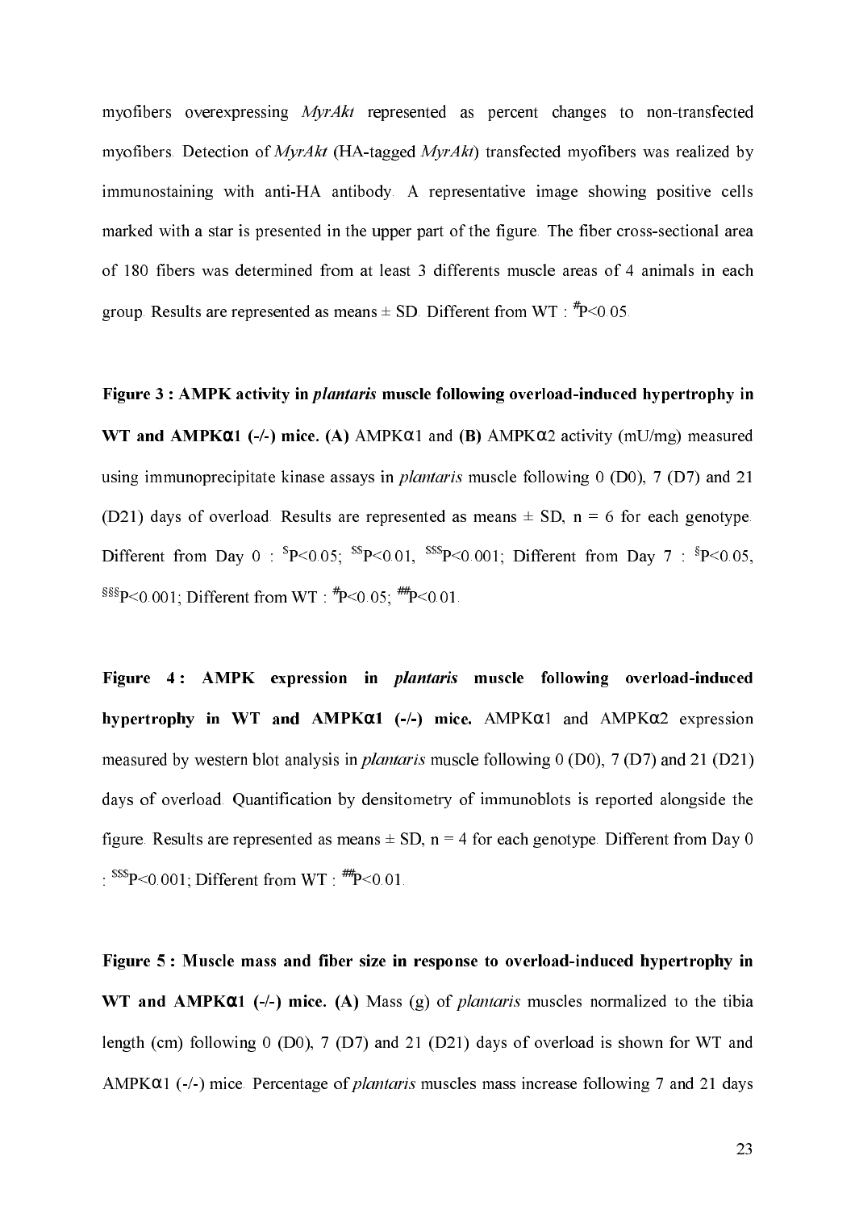myofibers overexpressing *MyrAkt* represented as percent changes to non-transfected myofibers. Detection of *MyrAkt* (HA-tagged *MyrAkt*) transfected myofibers was realized by immunostaining with anti-HA antibody. A representative image showing positive cells marked with a star is presented in the upper part of the figure. The fiber cross-sectional area of 180 fibers was determined from at least 3 differents muscle areas of 4 animals in each group. Results are represented as means ± SD. Different from WT : $^{\#}$P<0.05.

**Figure 3 : AMPK activity in *plantaris* muscle following overload-induced hypertrophy in WT and AMPKα1 (-/-) mice. (A)** AMPKα1 and **(B)** AMPKα2 activity (mU/mg) measured using immunoprecipitate kinase assays in *plantaris* muscle following 0 (D0), 7 (D7) and 21 (D21) days of overload. Results are represented as means ± SD, n = 6 for each genotype. Different from Day 0 : $^{\$}$P<0.05; $^{\$\$}$P<0.01, $^{\$\$\$}$P<0.001; Different from Day 7 : $^{\S}$P<0.05, $^{\S\S\S}$P<0.001; Different from WT : $^{\#}$P<0.05; $^{\#\#}$P<0.01.

**Figure 4 : AMPK expression in *plantaris* muscle following overload-induced hypertrophy in WT and AMPKα1 (-/-) mice.** AMPKα1 and AMPKα2 expression measured by western blot analysis in *plantaris* muscle following 0 (D0), 7 (D7) and 21 (D21) days of overload. Quantification by densitometry of immunoblots is reported alongside the figure. Results are represented as means ± SD, n = 4 for each genotype. Different from Day 0 : $^{\$\$\$}$P<0.001; Different from WT : $^{\#\#}$P<0.01.

**Figure 5 : Muscle mass and fiber size in response to overload-induced hypertrophy in WT and AMPKα1 (-/-) mice. (A)** Mass (g) of *plantaris* muscles normalized to the tibia length (cm) following 0 (D0), 7 (D7) and 21 (D21) days of overload is shown for WT and AMPKα1 (-/-) mice. Percentage of *plantaris* muscles mass increase following 7 and 21 days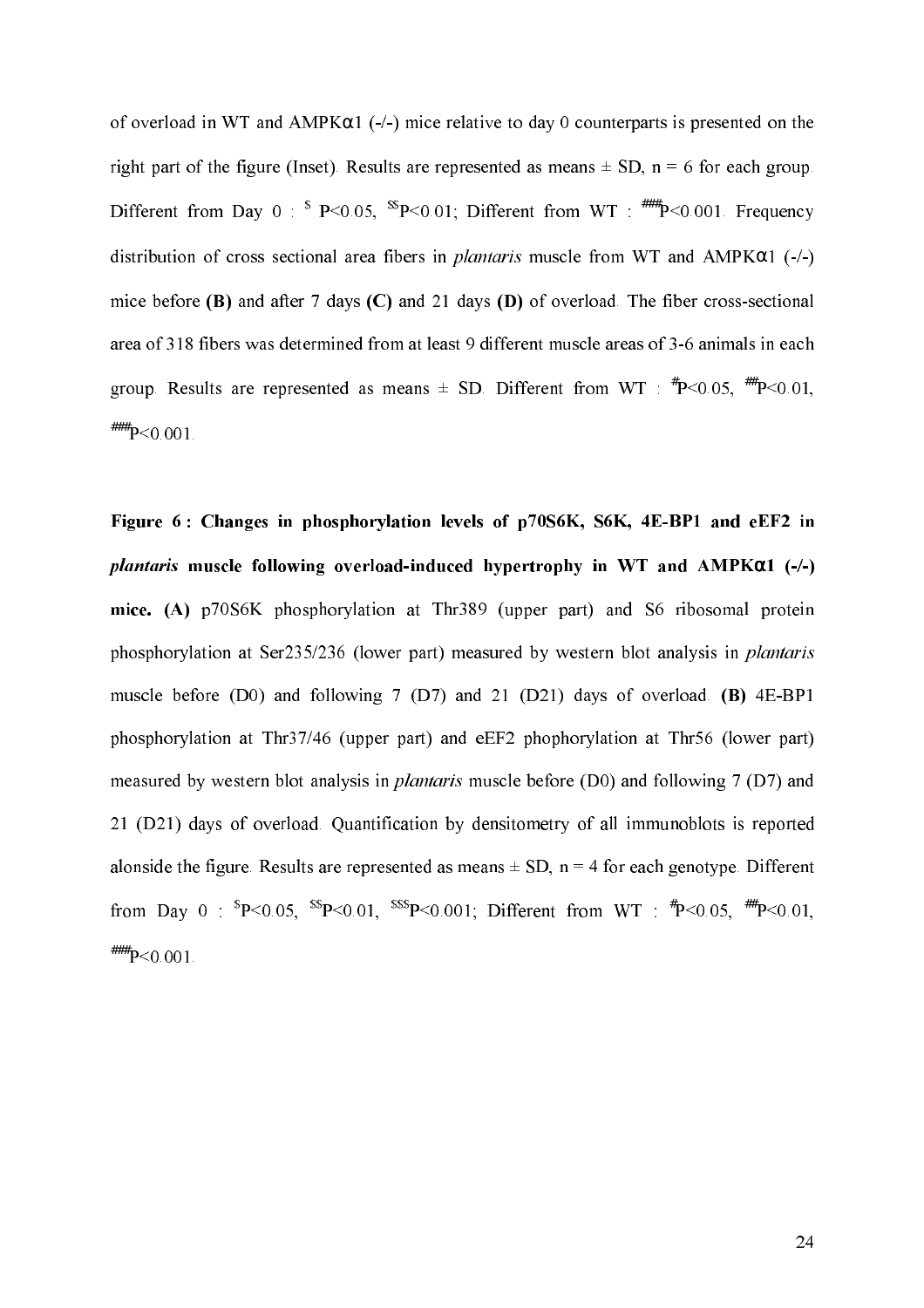of overload in WT and AMPKα1 (-/-) mice relative to day 0 counterparts is presented on the right part of the figure (Inset). Results are represented as means ± SD, n = 6 for each group. Different from Day 0 : $^{\$}$ P<0.05, $^{\$\$}$P<0.01; Different from WT : $^{\#\#\#}$P<0.001. Frequency distribution of cross sectional area fibers in *plantaris* muscle from WT and AMPKα1 (-/-) mice before **(B)** and after 7 days **(C)** and 21 days **(D)** of overload. The fiber cross-sectional area of 318 fibers was determined from at least 9 different muscle areas of 3-6 animals in each group. Results are represented as means ± SD. Different from WT : $^{\#}$P<0.05, $^{\#\#}$P<0.01, $^{\#\#\#}$P<0.001.

**Figure 6 : Changes in phosphorylation levels of p70S6K, S6K, 4E-BP1 and eEF2 in *plantaris* muscle following overload-induced hypertrophy in WT and AMPKα1 (-/-) mice. (A)** p70S6K phosphorylation at Thr389 (upper part) and S6 ribosomal protein phosphorylation at Ser235/236 (lower part) measured by western blot analysis in *plantaris* muscle before (D0) and following 7 (D7) and 21 (D21) days of overload. **(B)** 4E-BP1 phosphorylation at Thr37/46 (upper part) and eEF2 phophorylation at Thr56 (lower part) measured by western blot analysis in *plantaris* muscle before (D0) and following 7 (D7) and 21 (D21) days of overload. Quantification by densitometry of all immunoblots is reported alonside the figure. Results are represented as means ± SD, n = 4 for each genotype. Different from Day 0 : $^{\$}$P<0.05, $^{\$\$}$P<0.01, $^{\$\$\$}$P<0.001; Different from WT : $^{\#}$P<0.05, $^{\#\#}$P<0.01, $^{\#\#\#}$P<0.001.